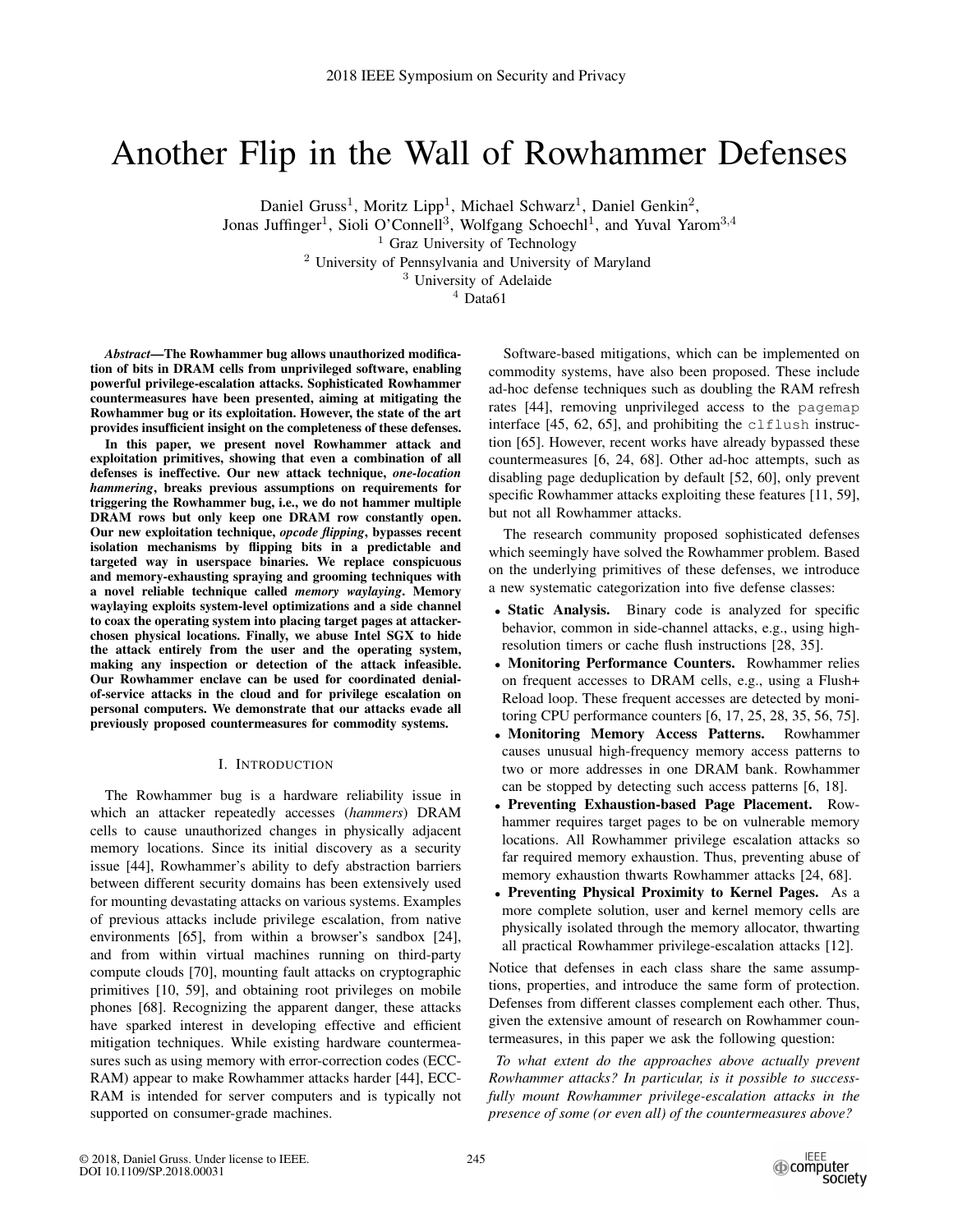# Another Flip in the Wall of Rowhammer Defenses

Daniel Gruss[1], Moritz Lipp[1], Michael Schwarz[1], Daniel Genkin[2], Jonas Juffinger[1], Sioli O'Connell[3], Wolfgang Schoechl[1], and Yuval Yarom[3,4]

[1] Graz University of Technology
[2] University of Pennsylvania and University of Maryland
[3] University of Adelaide
[4] Data61

***Abstract*—The Rowhammer bug allows unauthorized modification of bits in DRAM cells from unprivileged software, enabling powerful privilege-escalation attacks. Sophisticated Rowhammer countermeasures have been presented, aiming at mitigating the Rowhammer bug or its exploitation. However, the state of the art provides insufficient insight on the completeness of these defenses.**

**In this paper, we present novel Rowhammer attack and exploitation primitives, showing that even a combination of all defenses is ineffective. Our new attack technique, *one-location hammering*, breaks previous assumptions on requirements for triggering the Rowhammer bug, i.e., we do not hammer multiple DRAM rows but only keep one DRAM row constantly open. Our new exploitation technique, *opcode flipping*, bypasses recent isolation mechanisms by flipping bits in a predictable and targeted way in userspace binaries. We replace conspicuous and memory-exhausting spraying and grooming techniques with a novel reliable technique called *memory waylaying*. Memory waylaying exploits system-level optimizations and a side channel to coax the operating system into placing target pages at attacker-chosen physical locations. Finally, we abuse Intel SGX to hide the attack entirely from the user and the operating system, making any inspection or detection of the attack infeasible. Our Rowhammer enclave can be used for coordinated denial-of-service attacks in the cloud and for privilege escalation on personal computers. We demonstrate that our attacks evade all previously proposed countermeasures for commodity systems.**

## I. Introduction

The Rowhammer bug is a hardware reliability issue in which an attacker repeatedly accesses (*hammers*) DRAM cells to cause unauthorized changes in physically adjacent memory locations. Since its initial discovery as a security issue [44], Rowhammer's ability to defy abstraction barriers between different security domains has been extensively used for mounting devastating attacks on various systems. Examples of previous attacks include privilege escalation, from native environments [65], from within a browser's sandbox [24], and from within virtual machines running on third-party compute clouds [70], mounting fault attacks on cryptographic primitives [10, 59], and obtaining root privileges on mobile phones [68]. Recognizing the apparent danger, these attacks have sparked interest in developing effective and efficient mitigation techniques. While existing hardware countermeasures such as using memory with error-correction codes (ECC-RAM) appear to make Rowhammer attacks harder [44], ECC-RAM is intended for server computers and is typically not supported on consumer-grade machines.

Software-based mitigations, which can be implemented on commodity systems, have also been proposed. These include ad-hoc defense techniques such as doubling the RAM refresh rates [44], removing unprivileged access to the `pagemap` interface [45, 62, 65], and prohibiting the `clflush` instruction [65]. However, recent works have already bypassed these countermeasures [6, 24, 68]. Other ad-hoc attempts, such as disabling page deduplication by default [52, 60], only prevent specific Rowhammer attacks exploiting these features [11, 59], but not all Rowhammer attacks.

The research community proposed sophisticated defenses which seemingly have solved the Rowhammer problem. Based on the underlying primitives of these defenses, we introduce a new systematic categorization into five defense classes:

- **Static Analysis.** Binary code is analyzed for specific behavior, common in side-channel attacks, e.g., using high-resolution timers or cache flush instructions [28, 35].
- **Monitoring Performance Counters.** Rowhammer relies on frequent accesses to DRAM cells, e.g., using a Flush+Reload loop. These frequent accesses are detected by monitoring CPU performance counters [6, 17, 25, 28, 35, 56, 75].
- **Monitoring Memory Access Patterns.** Rowhammer causes unusual high-frequency memory access patterns to two or more addresses in one DRAM bank. Rowhammer can be stopped by detecting such access patterns [6, 18].
- **Preventing Exhaustion-based Page Placement.** Rowhammer requires target pages to be on vulnerable memory locations. All Rowhammer privilege escalation attacks so far required memory exhaustion. Thus, preventing abuse of memory exhaustion thwarts Rowhammer attacks [24, 68].
- **Preventing Physical Proximity to Kernel Pages.** As a more complete solution, user and kernel memory cells are physically isolated through the memory allocator, thwarting all practical Rowhammer privilege-escalation attacks [12].

Notice that defenses in each class share the same assumptions, properties, and introduce the same form of protection. Defenses from different classes complement each other. Thus, given the extensive amount of research on Rowhammer countermeasures, in this paper we ask the following question:

*To what extent do the approaches above actually prevent Rowhammer attacks? In particular, is it possible to successfully mount Rowhammer privilege-escalation attacks in the presence of some (or even all) of the countermeasures above?*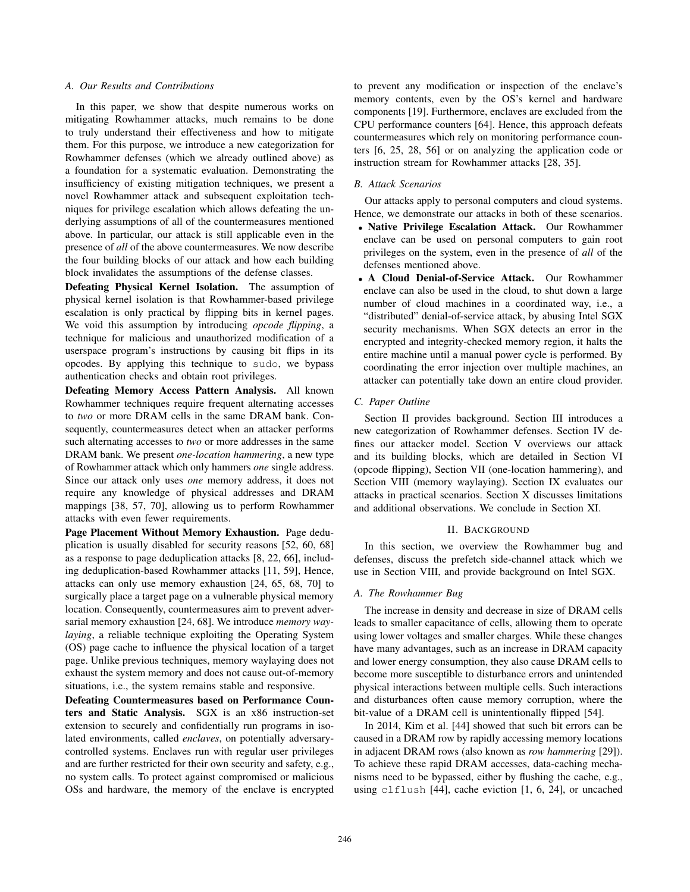### A. Our Results and Contributions

In this paper, we show that despite numerous works on mitigating Rowhammer attacks, much remains to be done to truly understand their effectiveness and how to mitigate them. For this purpose, we introduce a new categorization for Rowhammer defenses (which we already outlined above) as a foundation for a systematic evaluation. Demonstrating the insufficiency of existing mitigation techniques, we present a novel Rowhammer attack and subsequent exploitation techniques for privilege escalation which allows defeating the underlying assumptions of all of the countermeasures mentioned above. In particular, our attack is still applicable even in the presence of *all* of the above countermeasures. We now describe the four building blocks of our attack and how each building block invalidates the assumptions of the defense classes.

**Defeating Physical Kernel Isolation.** The assumption of physical kernel isolation is that Rowhammer-based privilege escalation is only practical by flipping bits in kernel pages. We void this assumption by introducing *opcode flipping*, a technique for malicious and unauthorized modification of a userspace program's instructions by causing bit flips in its opcodes. By applying this technique to `sudo`, we bypass authentication checks and obtain root privileges.

**Defeating Memory Access Pattern Analysis.** All known Rowhammer techniques require frequent alternating accesses to *two* or more DRAM cells in the same DRAM bank. Consequently, countermeasures detect when an attacker performs such alternating accesses to *two* or more addresses in the same DRAM bank. We present *one-location hammering*, a new type of Rowhammer attack which only hammers *one* single address. Since our attack only uses *one* memory address, it does not require any knowledge of physical addresses and DRAM mappings [38, 57, 70], allowing us to perform Rowhammer attacks with even fewer requirements.

**Page Placement Without Memory Exhaustion.** Page deduplication is usually disabled for security reasons [52, 60, 68] as a response to page deduplication attacks [8, 22, 66], including deduplication-based Rowhammer attacks [11, 59], Hence, attacks can only use memory exhaustion [24, 65, 68, 70] to surgically place a target page on a vulnerable physical memory location. Consequently, countermeasures aim to prevent adversarial memory exhaustion [24, 68]. We introduce *memory waylaying*, a reliable technique exploiting the Operating System (OS) page cache to influence the physical location of a target page. Unlike previous techniques, memory waylaying does not exhaust the system memory and does not cause out-of-memory situations, i.e., the system remains stable and responsive.

**Defeating Countermeasures based on Performance Counters and Static Analysis.** SGX is an x86 instruction-set extension to securely and confidentially run programs in isolated environments, called *enclaves*, on potentially adversary-controlled systems. Enclaves run with regular user privileges and are further restricted for their own security and safety, e.g., no system calls. To protect against compromised or malicious OSs and hardware, the memory of the enclave is encrypted to prevent any modification or inspection of the enclave's memory contents, even by the OS's kernel and hardware components [19]. Furthermore, enclaves are excluded from the CPU performance counters [64]. Hence, this approach defeats countermeasures which rely on monitoring performance counters [6, 25, 28, 56] or on analyzing the application code or instruction stream for Rowhammer attacks [28, 35].

### B. Attack Scenarios

Our attacks apply to personal computers and cloud systems. Hence, we demonstrate our attacks in both of these scenarios.

- **Native Privilege Escalation Attack.** Our Rowhammer enclave can be used on personal computers to gain root privileges on the system, even in the presence of *all* of the defenses mentioned above.
- **A Cloud Denial-of-Service Attack.** Our Rowhammer enclave can also be used in the cloud, to shut down a large number of cloud machines in a coordinated way, i.e., a "distributed" denial-of-service attack, by abusing Intel SGX security mechanisms. When SGX detects an error in the encrypted and integrity-checked memory region, it halts the entire machine until a manual power cycle is performed. By coordinating the error injection over multiple machines, an attacker can potentially take down an entire cloud provider.

### C. Paper Outline

Section II provides background. Section III introduces a new categorization of Rowhammer defenses. Section IV defines our attacker model. Section V overviews our attack and its building blocks, which are detailed in Section VI (opcode flipping), Section VII (one-location hammering), and Section VIII (memory waylaying). Section IX evaluates our attacks in practical scenarios. Section X discusses limitations and additional observations. We conclude in Section XI.

## II. Background

In this section, we overview the Rowhammer bug and defenses, discuss the prefetch side-channel attack which we use in Section VIII, and provide background on Intel SGX.

### A. The Rowhammer Bug

The increase in density and decrease in size of DRAM cells leads to smaller capacitance of cells, allowing them to operate using lower voltages and smaller charges. While these changes have many advantages, such as an increase in DRAM capacity and lower energy consumption, they also cause DRAM cells to become more susceptible to disturbance errors and unintended physical interactions between multiple cells. Such interactions and disturbances often cause memory corruption, where the bit-value of a DRAM cell is unintentionally flipped [54].

In 2014, Kim et al. [44] showed that such bit errors can be caused in a DRAM row by rapidly accessing memory locations in adjacent DRAM rows (also known as *row hammering* [29]). To achieve these rapid DRAM accesses, data-caching mechanisms need to be bypassed, either by flushing the cache, e.g., using `clflush` [44], cache eviction [1, 6, 24], or uncached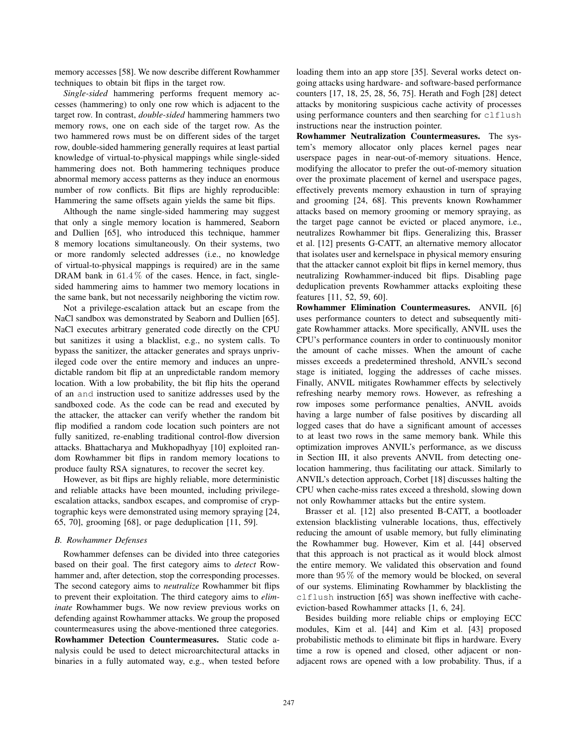memory accesses [58]. We now describe different Rowhammer techniques to obtain bit flips in the target row.

*Single-sided* hammering performs frequent memory accesses (hammering) to only one row which is adjacent to the target row. In contrast, *double-sided* hammering hammers two memory rows, one on each side of the target row. As the two hammered rows must be on different sides of the target row, double-sided hammering generally requires at least partial knowledge of virtual-to-physical mappings while single-sided hammering does not. Both hammering techniques produce abnormal memory access patterns as they induce an enormous number of row conflicts. Bit flips are highly reproducible: Hammering the same offsets again yields the same bit flips.

Although the name single-sided hammering may suggest that only a single memory location is hammered, Seaborn and Dullien [65], who introduced this technique, hammer 8 memory locations simultaneously. On their systems, two or more randomly selected addresses (i.e., no knowledge of virtual-to-physical mappings is required) are in the same DRAM bank in $61.4\,\%$ of the cases. Hence, in fact, single-sided hammering aims to hammer two memory locations in the same bank, but not necessarily neighboring the victim row.

Not a privilege-escalation attack but an escape from the NaCl sandbox was demonstrated by Seaborn and Dullien [65]. NaCl executes arbitrary generated code directly on the CPU but sanitizes it using a blacklist, e.g., no system calls. To bypass the sanitizer, the attacker generates and sprays unprivileged code over the entire memory and induces an unpredictable random bit flip at an unpredictable random memory location. With a low probability, the bit flip hits the operand of an `and` instruction used to sanitize addresses used by the sandboxed code. As the code can be read and executed by the attacker, the attacker can verify whether the random bit flip modified a random code location such pointers are not fully sanitized, re-enabling traditional control-flow diversion attacks. Bhattacharya and Mukhopadhyay [10] exploited random Rowhammer bit flips in random memory locations to produce faulty RSA signatures, to recover the secret key.

However, as bit flips are highly reliable, more deterministic and reliable attacks have been mounted, including privilege-escalation attacks, sandbox escapes, and compromise of cryptographic keys were demonstrated using memory spraying [24, 65, 70], grooming [68], or page deduplication [11, 59].

### B. Rowhammer Defenses

Rowhammer defenses can be divided into three categories based on their goal. The first category aims to *detect* Rowhammer and, after detection, stop the corresponding processes. The second category aims to *neutralize* Rowhammer bit flips to prevent their exploitation. The third category aims to *eliminate* Rowhammer bugs. We now review previous works on defending against Rowhammer attacks. We group the proposed countermeasures using the above-mentioned three categories.

**Rowhammer Detection Countermeasures.** Static code analysis could be used to detect microarchitectural attacks in binaries in a fully automated way, e.g., when tested before loading them into an app store [35]. Several works detect ongoing attacks using hardware- and software-based performance counters [17, 18, 25, 28, 56, 75]. Herath and Fogh [28] detect attacks by monitoring suspicious cache activity of processes using performance counters and then searching for `clflush` instructions near the instruction pointer.

**Rowhammer Neutralization Countermeasures.** The system's memory allocator only places kernel pages near userspace pages in near-out-of-memory situations. Hence, modifying the allocator to prefer the out-of-memory situation over the proximate placement of kernel and userspace pages, effectively prevents memory exhaustion in turn of spraying and grooming [24, 68]. This prevents known Rowhammer attacks based on memory grooming or memory spraying, as the target page cannot be evicted or placed anymore, i.e., neutralizes Rowhammer bit flips. Generalizing this, Brasser et al. [12] presents G-CATT, an alternative memory allocator that isolates user and kernelspace in physical memory ensuring that the attacker cannot exploit bit flips in kernel memory, thus neutralizing Rowhammer-induced bit flips. Disabling page deduplication prevents Rowhammer attacks exploiting these features [11, 52, 59, 60].

**Rowhammer Elimination Countermeasures.** ANVIL [6] uses performance counters to detect and subsequently mitigate Rowhammer attacks. More specifically, ANVIL uses the CPU's performance counters in order to continuously monitor the amount of cache misses. When the amount of cache misses exceeds a predetermined threshold, ANVIL's second stage is initiated, logging the addresses of cache misses. Finally, ANVIL mitigates Rowhammer effects by selectively refreshing nearby memory rows. However, as refreshing a row imposes some performance penalties, ANVIL avoids having a large number of false positives by discarding all logged cases that do have a significant amount of accesses to at least two rows in the same memory bank. While this optimization improves ANVIL's performance, as we discuss in Section III, it also prevents ANVIL from detecting one-location hammering, thus facilitating our attack. Similarly to ANVIL's detection approach, Corbet [18] discusses halting the CPU when cache-miss rates exceed a threshold, slowing down not only Rowhammer attacks but the entire system.

Brasser et al. [12] also presented B-CATT, a bootloader extension blacklisting vulnerable locations, thus, effectively reducing the amount of usable memory, but fully eliminating the Rowhammer bug. However, Kim et al. [44] observed that this approach is not practical as it would block almost the entire memory. We validated this observation and found more than $95\,\%$ of the memory would be blocked, on several of our systems. Eliminating Rowhammer by blacklisting the `clflush` instruction [65] was shown ineffective with cache-eviction-based Rowhammer attacks [1, 6, 24].

Besides building more reliable chips or employing ECC modules, Kim et al. [44] and Kim et al. [43] proposed probabilistic methods to eliminate bit flips in hardware. Every time a row is opened and closed, other adjacent or non-adjacent rows are opened with a low probability. Thus, if a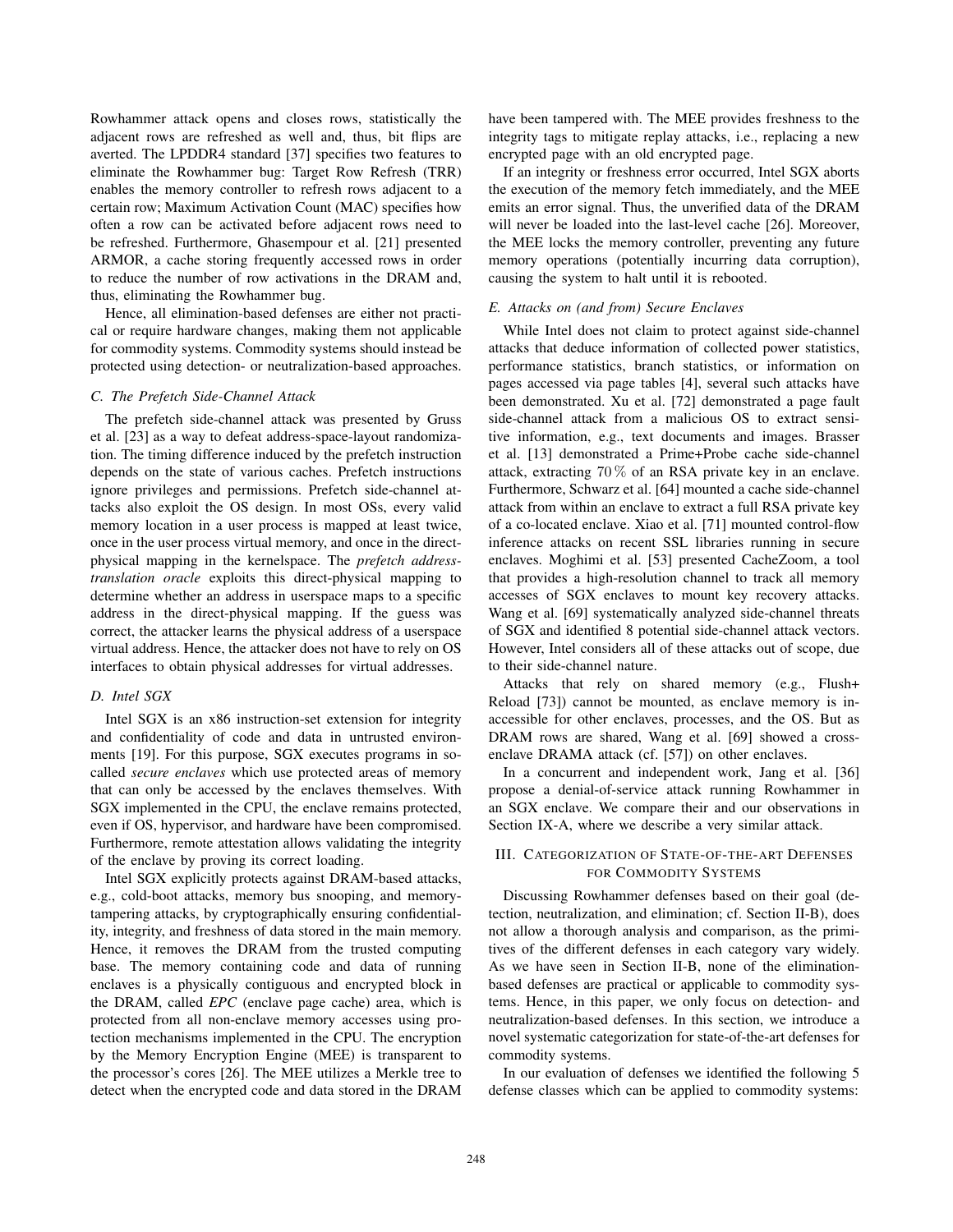Rowhammer attack opens and closes rows, statistically the adjacent rows are refreshed as well and, thus, bit flips are averted. The LPDDR4 standard [37] specifies two features to eliminate the Rowhammer bug: Target Row Refresh (TRR) enables the memory controller to refresh rows adjacent to a certain row; Maximum Activation Count (MAC) specifies how often a row can be activated before adjacent rows need to be refreshed. Furthermore, Ghasempour et al. [21] presented ARMOR, a cache storing frequently accessed rows in order to reduce the number of row activations in the DRAM and, thus, eliminating the Rowhammer bug.

Hence, all elimination-based defenses are either not practical or require hardware changes, making them not applicable for commodity systems. Commodity systems should instead be protected using detection- or neutralization-based approaches.

### C. The Prefetch Side-Channel Attack

The prefetch side-channel attack was presented by Gruss et al. [23] as a way to defeat address-space-layout randomization. The timing difference induced by the prefetch instruction depends on the state of various caches. Prefetch instructions ignore privileges and permissions. Prefetch side-channel attacks also exploit the OS design. In most OSs, every valid memory location in a user process is mapped at least twice, once in the user process virtual memory, and once in the direct-physical mapping in the kernelspace. The *prefetch address-translation oracle* exploits this direct-physical mapping to determine whether an address in userspace maps to a specific address in the direct-physical mapping. If the guess was correct, the attacker learns the physical address of a userspace virtual address. Hence, the attacker does not have to rely on OS interfaces to obtain physical addresses for virtual addresses.

### D. Intel SGX

Intel SGX is an x86 instruction-set extension for integrity and confidentiality of code and data in untrusted environments [19]. For this purpose, SGX executes programs in so-called *secure enclaves* which use protected areas of memory that can only be accessed by the enclaves themselves. With SGX implemented in the CPU, the enclave remains protected, even if OS, hypervisor, and hardware have been compromised. Furthermore, remote attestation allows validating the integrity of the enclave by proving its correct loading.

Intel SGX explicitly protects against DRAM-based attacks, e.g., cold-boot attacks, memory bus snooping, and memory-tampering attacks, by cryptographically ensuring confidentiality, integrity, and freshness of data stored in the main memory. Hence, it removes the DRAM from the trusted computing base. The memory containing code and data of running enclaves is a physically contiguous and encrypted block in the DRAM, called *EPC* (enclave page cache) area, which is protected from all non-enclave memory accesses using protection mechanisms implemented in the CPU. The encryption by the Memory Encryption Engine (MEE) is transparent to the processor's cores [26]. The MEE utilizes a Merkle tree to detect when the encrypted code and data stored in the DRAM have been tampered with. The MEE provides freshness to the integrity tags to mitigate replay attacks, i.e., replacing a new encrypted page with an old encrypted page.

If an integrity or freshness error occurred, Intel SGX aborts the execution of the memory fetch immediately, and the MEE emits an error signal. Thus, the unverified data of the DRAM will never be loaded into the last-level cache [26]. Moreover, the MEE locks the memory controller, preventing any future memory operations (potentially incurring data corruption), causing the system to halt until it is rebooted.

### E. Attacks on (and from) Secure Enclaves

While Intel does not claim to protect against side-channel attacks that deduce information of collected power statistics, performance statistics, branch statistics, or information on pages accessed via page tables [4], several such attacks have been demonstrated. Xu et al. [72] demonstrated a page fault side-channel attack from a malicious OS to extract sensitive information, e.g., text documents and images. Brasser et al. [13] demonstrated a Prime+Probe cache side-channel attack, extracting $70\,\%$ of an RSA private key in an enclave. Furthermore, Schwarz et al. [64] mounted a cache side-channel attack from within an enclave to extract a full RSA private key of a co-located enclave. Xiao et al. [71] mounted control-flow inference attacks on recent SSL libraries running in secure enclaves. Moghimi et al. [53] presented CacheZoom, a tool that provides a high-resolution channel to track all memory accesses of SGX enclaves to mount key recovery attacks. Wang et al. [69] systematically analyzed side-channel threats of SGX and identified 8 potential side-channel attack vectors. However, Intel considers all of these attacks out of scope, due to their side-channel nature.

Attacks that rely on shared memory (e.g., Flush+Reload [73]) cannot be mounted, as enclave memory is inaccessible for other enclaves, processes, and the OS. But as DRAM rows are shared, Wang et al. [69] showed a cross-enclave DRAMA attack (cf. [57]) on other enclaves.

In a concurrent and independent work, Jang et al. [36] propose a denial-of-service attack running Rowhammer in an SGX enclave. We compare their and our observations in Section IX-A, where we describe a very similar attack.

## III. Categorization of State-of-the-art Defenses for Commodity Systems

Discussing Rowhammer defenses based on their goal (detection, neutralization, and elimination; cf. Section II-B), does not allow a thorough analysis and comparison, as the primitives of the different defenses in each category vary widely. As we have seen in Section II-B, none of the elimination-based defenses are practical or applicable to commodity systems. Hence, in this paper, we only focus on detection- and neutralization-based defenses. In this section, we introduce a novel systematic categorization for state-of-the-art defenses for commodity systems.

In our evaluation of defenses we identified the following 5 defense classes which can be applied to commodity systems: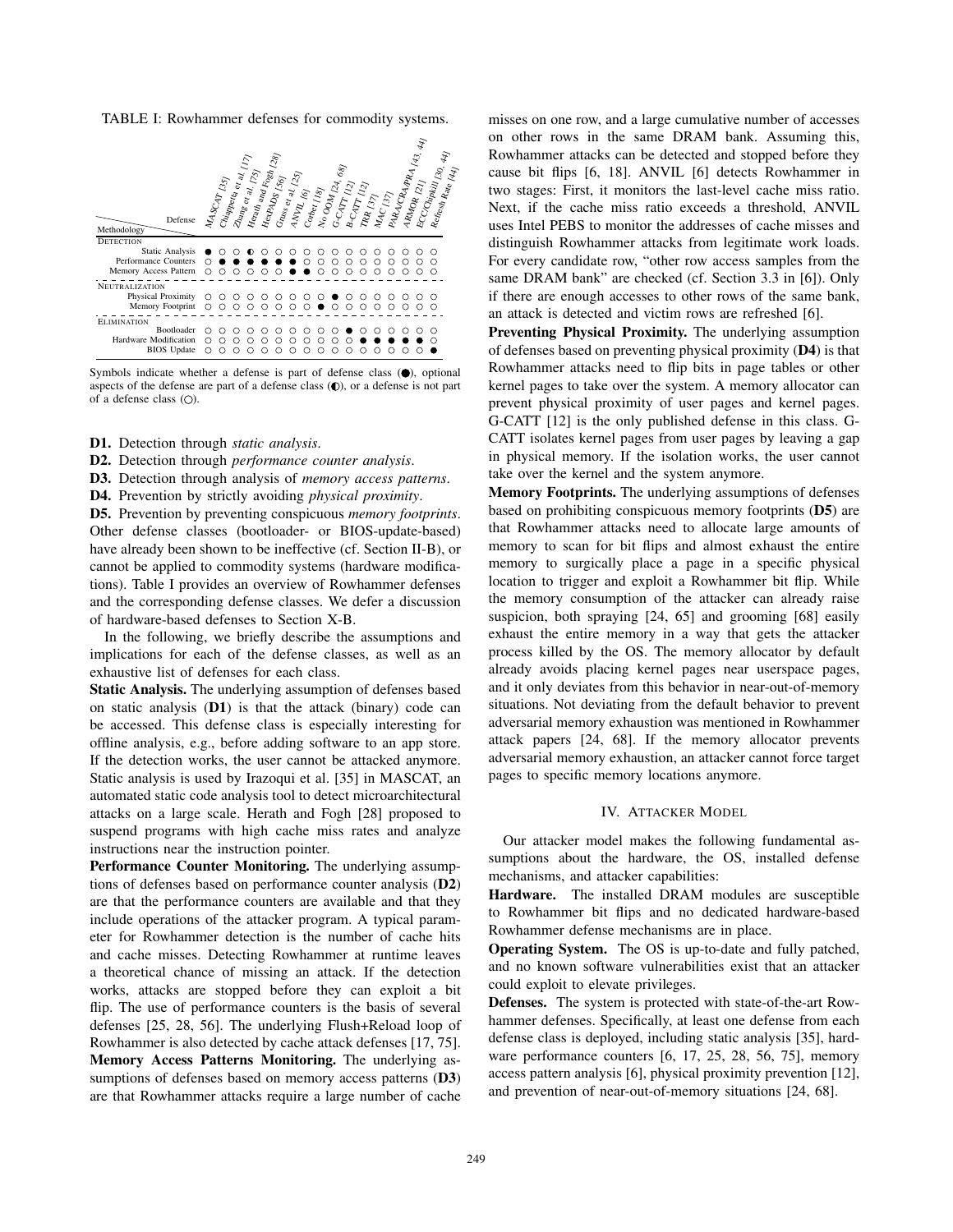TABLE I: Rowhammer defenses for commodity systems.

| Methodology \ Defense | MASCAT [35] | Chiappetta et al. [17] | Zhang et al. [75] | Herath and Fogh [28] | HexPADS [56] | Gruss et al. [25] | ANVIL [6] | Corbet [18] | No OOM [24, 68] | G-CATT [12] | B-CATT [12] | TRR [37] | MAC [37] | PARA/CRA/PRA [43, 44] | ARMOR [21] | ECC/Chipkill [30, 44] | Refresh Rate [44] |
|---|---|---|---|---|---|---|---|---|---|---|---|---|---|---|---|---|---|
| **DETECTION** | | | | | | | | | | | | | | | | | |
| Static Analysis | ● | ○ | ○ | ◐ | ○ | ○ | ○ | ○ | ○ | ○ | ○ | ○ | ○ | ○ | ○ | ○ | ○ |
| Performance Counters | ○ | ● | ● | ● | ● | ● | ● | ○ | ○ | ○ | ○ | ○ | ○ | ○ | ○ | ○ | ○ |
| Memory Access Pattern | ○ | ○ | ○ | ○ | ○ | ○ | ● | ● | ○ | ○ | ○ | ○ | ○ | ○ | ○ | ○ | ○ |
| **NEUTRALIZATION** | | | | | | | | | | | | | | | | | |
| Physical Proximity | ○ | ○ | ○ | ○ | ○ | ○ | ○ | ○ | ○ | ● | ○ | ○ | ○ | ○ | ○ | ○ | ○ |
| Memory Footprint | ○ | ○ | ○ | ○ | ○ | ○ | ○ | ○ | ● | ○ | ○ | ○ | ○ | ○ | ○ | ○ | ○ |
| **ELIMINATION** | | | | | | | | | | | | | | | | | |
| Bootloader | ○ | ○ | ○ | ○ | ○ | ○ | ○ | ○ | ○ | ○ | ● | ○ | ○ | ○ | ○ | ○ | ○ |
| Hardware Modification | ○ | ○ | ○ | ○ | ○ | ○ | ○ | ○ | ○ | ○ | ○ | ● | ● | ● | ● | ● | ○ |
| BIOS Update | ○ | ○ | ○ | ○ | ○ | ○ | ○ | ○ | ○ | ○ | ○ | ○ | ○ | ○ | ○ | ○ | ● |

Symbols indicate whether a defense is part of defense class (●), optional aspects of the defense are part of a defense class (◐), or a defense is not part of a defense class (○).

**D1.** Detection through *static analysis*.

**D2.** Detection through *performance counter analysis*.

**D3.** Detection through analysis of *memory access patterns*.

**D4.** Prevention by strictly avoiding *physical proximity*.

**D5.** Prevention by preventing conspicuous *memory footprints*.

Other defense classes (bootloader- or BIOS-update-based) have already been shown to be ineffective (cf. Section II-B), or cannot be applied to commodity systems (hardware modifications). Table I provides an overview of Rowhammer defenses and the corresponding defense classes. We defer a discussion of hardware-based defenses to Section X-B.

In the following, we briefly describe the assumptions and implications for each of the defense classes, as well as an exhaustive list of defenses for each class.

**Static Analysis.** The underlying assumption of defenses based on static analysis (**D1**) is that the attack (binary) code can be accessed. This defense class is especially interesting for offline analysis, e.g., before adding software to an app store. If the detection works, the user cannot be attacked anymore. Static analysis is used by Irazoqui et al. [35] in MASCAT, an automated static code analysis tool to detect microarchitectural attacks on a large scale. Herath and Fogh [28] proposed to suspend programs with high cache miss rates and analyze instructions near the instruction pointer.

**Performance Counter Monitoring.** The underlying assumptions of defenses based on performance counter analysis (**D2**) are that the performance counters are available and that they include operations of the attacker program. A typical parameter for Rowhammer detection is the number of cache hits and cache misses. Detecting Rowhammer at runtime leaves a theoretical chance of missing an attack. If the detection works, attacks are stopped before they can exploit a bit flip. The use of performance counters is the basis of several defenses [25, 28, 56]. The underlying Flush+Reload loop of Rowhammer is also detected by cache attack defenses [17, 75].

**Memory Access Patterns Monitoring.** The underlying assumptions of defenses based on memory access patterns (**D3**) are that Rowhammer attacks require a large number of cache misses on one row, and a large cumulative number of accesses on other rows in the same DRAM bank. Assuming this, Rowhammer attacks can be detected and stopped before they cause bit flips [6, 18]. ANVIL [6] detects Rowhammer in two stages: First, it monitors the last-level cache miss ratio. Next, if the cache miss ratio exceeds a threshold, ANVIL uses Intel PEBS to monitor the addresses of cache misses and distinguish Rowhammer attacks from legitimate work loads. For every candidate row, "other row access samples from the same DRAM bank" are checked (cf. Section 3.3 in [6]). Only if there are enough accesses to other rows of the same bank, an attack is detected and victim rows are refreshed [6].

**Preventing Physical Proximity.** The underlying assumption of defenses based on preventing physical proximity (**D4**) is that Rowhammer attacks need to flip bits in page tables or other kernel pages to take over the system. A memory allocator can prevent physical proximity of user pages and kernel pages. G-CATT [12] is the only published defense in this class. G-CATT isolates kernel pages from user pages by leaving a gap in physical memory. If the isolation works, the user cannot take over the kernel and the system anymore.

**Memory Footprints.** The underlying assumptions of defenses based on prohibiting conspicuous memory footprints (**D5**) are that Rowhammer attacks need to allocate large amounts of memory to scan for bit flips and almost exhaust the entire memory to surgically place a page in a specific physical location to trigger and exploit a Rowhammer bit flip. While the memory consumption of the attacker can already raise suspicion, both spraying [24, 65] and grooming [68] easily exhaust the entire memory in a way that gets the attacker process killed by the OS. The memory allocator by default already avoids placing kernel pages near userspace pages, and it only deviates from this behavior in near-out-of-memory situations. Not deviating from the default behavior to prevent adversarial memory exhaustion was mentioned in Rowhammer attack papers [24, 68]. If the memory allocator prevents adversarial memory exhaustion, an attacker cannot force target pages to specific memory locations anymore.

## IV. Attacker Model

Our attacker model makes the following fundamental assumptions about the hardware, the OS, installed defense mechanisms, and attacker capabilities:

**Hardware.** The installed DRAM modules are susceptible to Rowhammer bit flips and no dedicated hardware-based Rowhammer defense mechanisms are in place.

**Operating System.** The OS is up-to-date and fully patched, and no known software vulnerabilities exist that an attacker could exploit to elevate privileges.

**Defenses.** The system is protected with state-of-the-art Rowhammer defenses. Specifically, at least one defense from each defense class is deployed, including static analysis [35], hardware performance counters [6, 17, 25, 28, 56, 75], memory access pattern analysis [6], physical proximity prevention [12], and prevention of near-out-of-memory situations [24, 68].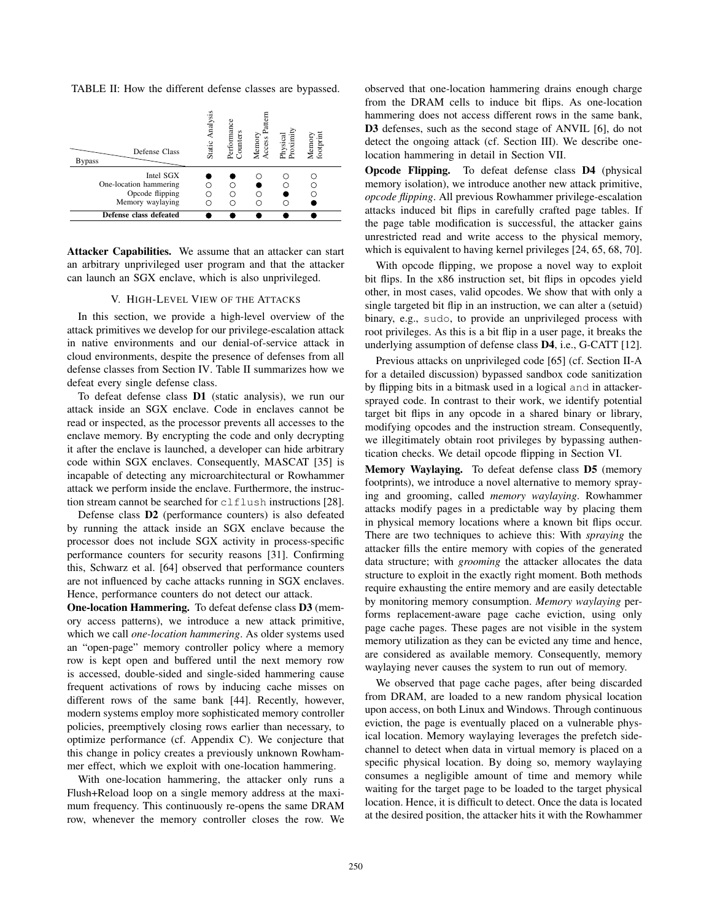TABLE II: How the different defense classes are bypassed.

| Bypass \ Defense Class | Static Analysis | Performance Counters | Memory Access Pattern | Physical Proximity | Memory footprint |
|---|---|---|---|---|---|
| Intel SGX | ● | ● | ○ | ○ | ○ |
| One-location hammering | ○ | ○ | ● | ○ | ○ |
| Opcode flipping | ○ | ○ | ○ | ● | ○ |
| Memory waylaying | ○ | ○ | ○ | ○ | ● |
| **Defense class defeated** | ● | ● | ● | ● | ● |

**Attacker Capabilities.** We assume that an attacker can start an arbitrary unprivileged user program and that the attacker can launch an SGX enclave, which is also unprivileged.

## V. High-Level View of the Attacks

In this section, we provide a high-level overview of the attack primitives we develop for our privilege-escalation attack in native environments and our denial-of-service attack in cloud environments, despite the presence of defenses from all defense classes from Section IV. Table II summarizes how we defeat every single defense class.

To defeat defense class **D1** (static analysis), we run our attack inside an SGX enclave. Code in enclaves cannot be read or inspected, as the processor prevents all accesses to the enclave memory. By encrypting the code and only decrypting it after the enclave is launched, a developer can hide arbitrary code within SGX enclaves. Consequently, MASCAT [35] is incapable of detecting any microarchitectural or Rowhammer attack we perform inside the enclave. Furthermore, the instruction stream cannot be searched for `clflush` instructions [28].

Defense class **D2** (performance counters) is also defeated by running the attack inside an SGX enclave because the processor does not include SGX activity in process-specific performance counters for security reasons [31]. Confirming this, Schwarz et al. [64] observed that performance counters are not influenced by cache attacks running in SGX enclaves. Hence, performance counters do not detect our attack.

**One-location Hammering.** To defeat defense class **D3** (memory access patterns), we introduce a new attack primitive, which we call *one-location hammering*. As older systems used an "open-page" memory controller policy where a memory row is kept open and buffered until the next memory row is accessed, double-sided and single-sided hammering cause frequent activations of rows by inducing cache misses on different rows of the same bank [44]. Recently, however, modern systems employ more sophisticated memory controller policies, preemptively closing rows earlier than necessary, to optimize performance (cf. Appendix C). We conjecture that this change in policy creates a previously unknown Rowhammer effect, which we exploit with one-location hammering.

With one-location hammering, the attacker only runs a Flush+Reload loop on a single memory address at the maximum frequency. This continuously re-opens the same DRAM row, whenever the memory controller closes the row. We observed that one-location hammering drains enough charge from the DRAM cells to induce bit flips. As one-location hammering does not access different rows in the same bank, **D3** defenses, such as the second stage of ANVIL [6], do not detect the ongoing attack (cf. Section III). We describe one-location hammering in detail in Section VII.

**Opcode Flipping.** To defeat defense class **D4** (physical memory isolation), we introduce another new attack primitive, *opcode flipping*. All previous Rowhammer privilege-escalation attacks induced bit flips in carefully crafted page tables. If the page table modification is successful, the attacker gains unrestricted read and write access to the physical memory, which is equivalent to having kernel privileges [24, 65, 68, 70].

With opcode flipping, we propose a novel way to exploit bit flips. In the x86 instruction set, bit flips in opcodes yield other, in most cases, valid opcodes. We show that with only a single targeted bit flip in an instruction, we can alter a (setuid) binary, e.g., `sudo`, to provide an unprivileged process with root privileges. As this is a bit flip in a user page, it breaks the underlying assumption of defense class **D4**, i.e., G-CATT [12].

Previous attacks on unprivileged code [65] (cf. Section II-A for a detailed discussion) bypassed sandbox code sanitization by flipping bits in a bitmask used in a logical `and` in attacker-sprayed code. In contrast to their work, we identify potential target bit flips in any opcode in a shared binary or library, modifying opcodes and the instruction stream. Consequently, we illegitimately obtain root privileges by bypassing authentication checks. We detail opcode flipping in Section VI.

**Memory Waylaying.** To defeat defense class **D5** (memory footprints), we introduce a novel alternative to memory spraying and grooming, called *memory waylaying*. Rowhammer attacks modify pages in a predictable way by placing them in physical memory locations where a known bit flips occur. There are two techniques to achieve this: With *spraying* the attacker fills the entire memory with copies of the generated data structure; with *grooming* the attacker allocates the data structure to exploit in the exactly right moment. Both methods require exhausting the entire memory and are easily detectable by monitoring memory consumption. *Memory waylaying* performs replacement-aware page cache eviction, using only page cache pages. These pages are not visible in the system memory utilization as they can be evicted any time and hence, are considered as available memory. Consequently, memory waylaying never causes the system to run out of memory.

We observed that page cache pages, after being discarded from DRAM, are loaded to a new random physical location upon access, on both Linux and Windows. Through continuous eviction, the page is eventually placed on a vulnerable physical location. Memory waylaying leverages the prefetch side-channel to detect when data in virtual memory is placed on a specific physical location. By doing so, memory waylaying consumes a negligible amount of time and memory while waiting for the target page to be loaded to the target physical location. Hence, it is difficult to detect. Once the data is located at the desired position, the attacker hits it with the Rowhammer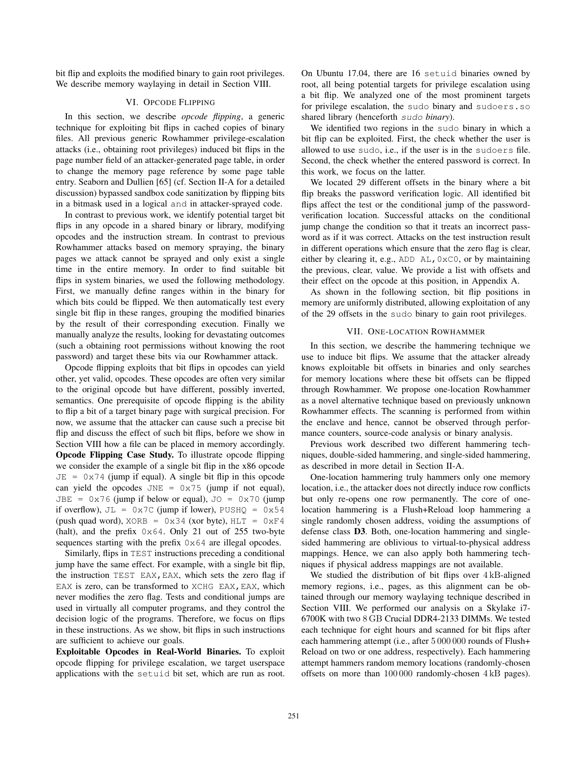bit flip and exploits the modified binary to gain root privileges. We describe memory waylaying in detail in Section VIII.

## VI. Opcode Flipping

In this section, we describe *opcode flipping*, a generic technique for exploiting bit flips in cached copies of binary files. All previous generic Rowhammer privilege-escalation attacks (i.e., obtaining root privileges) induced bit flips in the page number field of an attacker-generated page table, in order to change the memory page reference by some page table entry. Seaborn and Dullien [65] (cf. Section II-A for a detailed discussion) bypassed sandbox code sanitization by flipping bits in a bitmask used in a logical `and` in attacker-sprayed code.

In contrast to previous work, we identify potential target bit flips in any opcode in a shared binary or library, modifying opcodes and the instruction stream. In contrast to previous Rowhammer attacks based on memory spraying, the binary pages we attack cannot be sprayed and only exist a single time in the entire memory. In order to find suitable bit flips in system binaries, we used the following methodology. First, we manually define ranges within in the binary for which bits could be flipped. We then automatically test every single bit flip in these ranges, grouping the modified binaries by the result of their corresponding execution. Finally we manually analyze the results, looking for devastating outcomes (such a obtaining root permissions without knowing the root password) and target these bits via our Rowhammer attack.

Opcode flipping exploits that bit flips in opcodes can yield other, yet valid, opcodes. These opcodes are often very similar to the original opcode but have different, possibly inverted, semantics. One prerequisite of opcode flipping is the ability to flip a bit of a target binary page with surgical precision. For now, we assume that the attacker can cause such a precise bit flip and discuss the effect of such bit flips, before we show in Section VIII how a file can be placed in memory accordingly.

**Opcode Flipping Case Study.** To illustrate opcode flipping we consider the example of a single bit flip in the x86 opcode `JE = 0x74` (jump if equal). A single bit flip in this opcode can yield the opcodes `JNE = 0x75` (jump if not equal), `JBE = 0x76` (jump if below or equal), `JO = 0x70` (jump if overflow), `JL = 0x7C` (jump if lower), `PUSHQ = 0x54` (push quad word), `XORB = 0x34` (xor byte), `HLT = 0xF4` (halt), and the prefix `0x64`. Only 21 out of 255 two-byte sequences starting with the prefix `0x64` are illegal opcodes.

Similarly, flips in `TEST` instructions preceding a conditional jump have the same effect. For example, with a single bit flip, the instruction `TEST EAX,EAX`, which sets the zero flag if `EAX` is zero, can be transformed to `XCHG EAX,EAX`, which never modifies the zero flag. Tests and conditional jumps are used in virtually all computer programs, and they control the decision logic of the programs. Therefore, we focus on flips in these instructions. As we show, bit flips in such instructions are sufficient to achieve our goals.

**Exploitable Opcodes in Real-World Binaries.** To exploit opcode flipping for privilege escalation, we target userspace applications with the `setuid` bit set, which are run as root. On Ubuntu 17.04, there are 16 `setuid` binaries owned by root, all being potential targets for privilege escalation using a bit flip. We analyzed one of the most prominent targets for privilege escalation, the `sudo` binary and `sudoers.so` shared library (henceforth *`sudo` binary*).

We identified two regions in the `sudo` binary in which a bit flip can be exploited. First, the check whether the user is allowed to use `sudo`, i.e., if the user is in the `sudoers` file. Second, the check whether the entered password is correct. In this work, we focus on the latter.

We located 29 different offsets in the binary where a bit flip breaks the password verification logic. All identified bit flips affect the test or the conditional jump of the password-verification location. Successful attacks on the conditional jump change the condition so that it treats an incorrect password as if it was correct. Attacks on the test instruction result in different operations which ensure that the zero flag is clear, either by clearing it, e.g., `ADD AL,0xC0`, or by maintaining the previous, clear, value. We provide a list with offsets and their effect on the opcode at this position, in Appendix A.

As shown in the following section, bit flip positions in memory are uniformly distributed, allowing exploitation of any of the 29 offsets in the `sudo` binary to gain root privileges.

## VII. One-location Rowhammer

In this section, we describe the hammering technique we use to induce bit flips. We assume that the attacker already knows exploitable bit offsets in binaries and only searches for memory locations where these bit offsets can be flipped through Rowhammer. We propose one-location Rowhammer as a novel alternative technique based on previously unknown Rowhammer effects. The scanning is performed from within the enclave and hence, cannot be observed through performance counters, source-code analysis or binary analysis.

Previous work described two different hammering techniques, double-sided hammering, and single-sided hammering, as described in more detail in Section II-A.

One-location hammering truly hammers only one memory location, i.e., the attacker does not directly induce row conflicts but only re-opens one row permanently. The core of one-location hammering is a Flush+Reload loop hammering a single randomly chosen address, voiding the assumptions of defense class **D3**. Both, one-location hammering and single-sided hammering are oblivious to virtual-to-physical address mappings. Hence, we can also apply both hammering techniques if physical address mappings are not available.

We studied the distribution of bit flips over 4 kB-aligned memory regions, i.e., pages, as this alignment can be obtained through our memory waylaying technique described in Section VIII. We performed our analysis on a Skylake i7-6700K with two 8 GB Crucial DDR4-2133 DIMMs. We tested each technique for eight hours and scanned for bit flips after each hammering attempt (i.e., after 5 000 000 rounds of Flush+Reload on two or one address, respectively). Each hammering attempt hammers random memory locations (randomly-chosen offsets on more than 100 000 randomly-chosen 4 kB pages).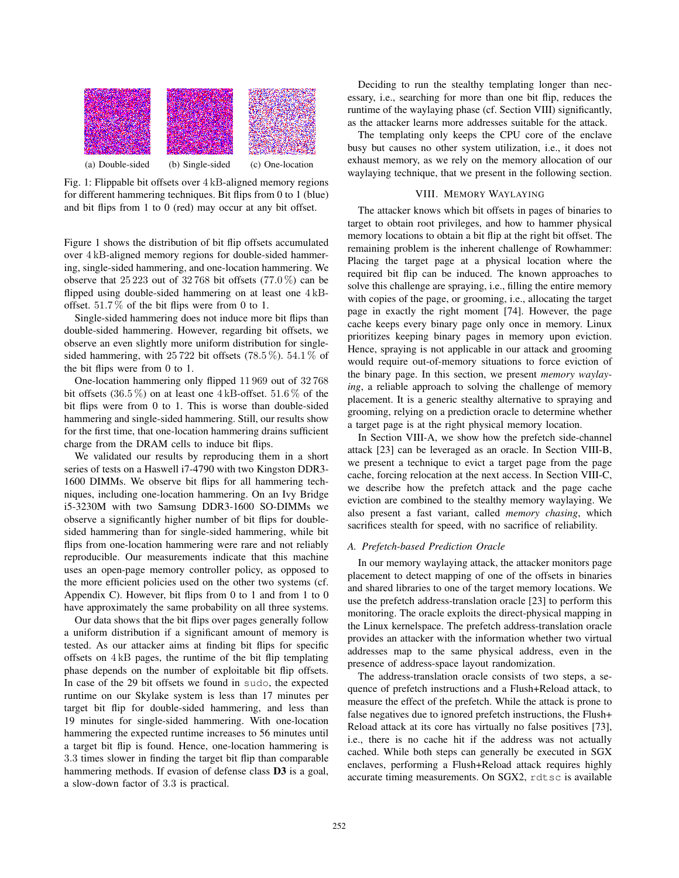(a) Double-sided (b) Single-sided (c) One-location

Fig. 1: Flippable bit offsets over 4 kB-aligned memory regions for different hammering techniques. Bit flips from 0 to 1 (blue) and bit flips from 1 to 0 (red) may occur at any bit offset.

Figure 1 shows the distribution of bit flip offsets accumulated over 4 kB-aligned memory regions for double-sided hammering, single-sided hammering, and one-location hammering. We observe that 25 223 out of 32 768 bit offsets (77.0 %) can be flipped using double-sided hammering on at least one 4 kB-offset. 51.7 % of the bit flips were from 0 to 1.

Single-sided hammering does not induce more bit flips than double-sided hammering. However, regarding bit offsets, we observe an even slightly more uniform distribution for single-sided hammering, with 25 722 bit offsets (78.5 %). 54.1 % of the bit flips were from 0 to 1.

One-location hammering only flipped 11 969 out of 32 768 bit offsets (36.5 %) on at least one 4 kB-offset. 51.6 % of the bit flips were from 0 to 1. This is worse than double-sided hammering and single-sided hammering. Still, our results show for the first time, that one-location hammering drains sufficient charge from the DRAM cells to induce bit flips.

We validated our results by reproducing them in a short series of tests on a Haswell i7-4790 with two Kingston DDR3-1600 DIMMs. We observe bit flips for all hammering techniques, including one-location hammering. On an Ivy Bridge i5-3230M with two Samsung DDR3-1600 SO-DIMMs we observe a significantly higher number of bit flips for double-sided hammering than for single-sided hammering, while bit flips from one-location hammering were rare and not reliably reproducible. Our measurements indicate that this machine uses an open-page memory controller policy, as opposed to the more efficient policies used on the other two systems (cf. Appendix C). However, bit flips from 0 to 1 and from 1 to 0 have approximately the same probability on all three systems.

Our data shows that the bit flips over pages generally follow a uniform distribution if a significant amount of memory is tested. As our attacker aims at finding bit flips for specific offsets on 4 kB pages, the runtime of the bit flip templating phase depends on the number of exploitable bit flip offsets. In case of the 29 bit offsets we found in `sudo`, the expected runtime on our Skylake system is less than 17 minutes per target bit flip for double-sided hammering, and less than 19 minutes for single-sided hammering. With one-location hammering the expected runtime increases to 56 minutes until a target bit flip is found. Hence, one-location hammering is 3.3 times slower in finding the target bit flip than comparable hammering methods. If evasion of defense class **D3** is a goal, a slow-down factor of 3.3 is practical.

Deciding to run the stealthy templating longer than necessary, i.e., searching for more than one bit flip, reduces the runtime of the waylaying phase (cf. Section VIII) significantly, as the attacker learns more addresses suitable for the attack.

The templating only keeps the CPU core of the enclave busy but causes no other system utilization, i.e., it does not exhaust memory, as we rely on the memory allocation of our waylaying technique, that we present in the following section.

## VIII. Memory Waylaying

The attacker knows which bit offsets in pages of binaries to target to obtain root privileges, and how to hammer physical memory locations to obtain a bit flip at the right bit offset. The remaining problem is the inherent challenge of Rowhammer: Placing the target page at a physical location where the required bit flip can be induced. The known approaches to solve this challenge are spraying, i.e., filling the entire memory with copies of the page, or grooming, i.e., allocating the target page in exactly the right moment [74]. However, the page cache keeps every binary page only once in memory. Linux prioritizes keeping binary pages in memory upon eviction. Hence, spraying is not applicable in our attack and grooming would require out-of-memory situations to force eviction of the binary page. In this section, we present *memory waylaying*, a reliable approach to solving the challenge of memory placement. It is a generic stealthy alternative to spraying and grooming, relying on a prediction oracle to determine whether a target page is at the right physical memory location.

In Section VIII-A, we show how the prefetch side-channel attack [23] can be leveraged as an oracle. In Section VIII-B, we present a technique to evict a target page from the page cache, forcing relocation at the next access. In Section VIII-C, we describe how the prefetch attack and the page cache eviction are combined to the stealthy memory waylaying. We also present a fast variant, called *memory chasing*, which sacrifices stealth for speed, with no sacrifice of reliability.

### A. Prefetch-based Prediction Oracle

In our memory waylaying attack, the attacker monitors page placement to detect mapping of one of the offsets in binaries and shared libraries to one of the target memory locations. We use the prefetch address-translation oracle [23] to perform this monitoring. The oracle exploits the direct-physical mapping in the Linux kernelspace. The prefetch address-translation oracle provides an attacker with the information whether two virtual addresses map to the same physical address, even in the presence of address-space layout randomization.

The address-translation oracle consists of two steps, a sequence of prefetch instructions and a Flush+Reload attack, to measure the effect of the prefetch. While the attack is prone to false negatives due to ignored prefetch instructions, the Flush+Reload attack at its core has virtually no false positives [73], i.e., there is no cache hit if the address was not actually cached. While both steps can generally be executed in SGX enclaves, performing a Flush+Reload attack requires highly accurate timing measurements. On SGX2, `rdtsc` is available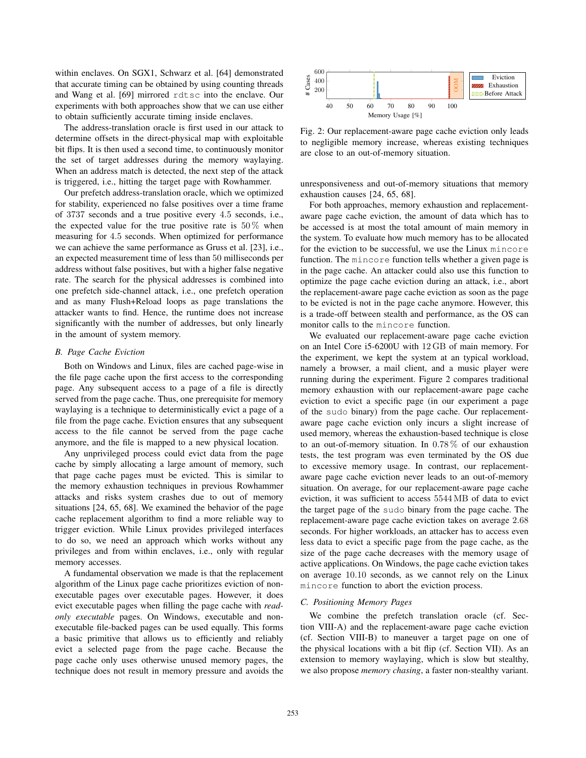within enclaves. On SGX1, Schwarz et al. [64] demonstrated that accurate timing can be obtained by using counting threads and Wang et al. [69] mirrored `rdtsc` into the enclave. Our experiments with both approaches show that we can use either to obtain sufficiently accurate timing inside enclaves.

The address-translation oracle is first used in our attack to determine offsets in the direct-physical map with exploitable bit flips. It is then used a second time, to continuously monitor the set of target addresses during the memory waylaying. When an address match is detected, the next step of the attack is triggered, i.e., hitting the target page with Rowhammer.

Our prefetch address-translation oracle, which we optimized for stability, experienced no false positives over a time frame of 3737 seconds and a true positive every 4.5 seconds, i.e., the expected value for the true positive rate is 50 % when measuring for 4.5 seconds. When optimized for performance we can achieve the same performance as Gruss et al. [23], i.e., an expected measurement time of less than 50 milliseconds per address without false positives, but with a higher false negative rate. The search for the physical addresses is combined into one prefetch side-channel attack, i.e., one prefetch operation and as many Flush+Reload loops as page translations the attacker wants to find. Hence, the runtime does not increase significantly with the number of addresses, but only linearly in the amount of system memory.

### B. Page Cache Eviction

Both on Windows and Linux, files are cached page-wise in the file page cache upon the first access to the corresponding page. Any subsequent access to a page of a file is directly served from the page cache. Thus, one prerequisite for memory waylaying is a technique to deterministically evict a page of a file from the page cache. Eviction ensures that any subsequent access to the file cannot be served from the page cache anymore, and the file is mapped to a new physical location.

Any unprivileged process could evict data from the page cache by simply allocating a large amount of memory, such that page cache pages must be evicted. This is similar to the memory exhaustion techniques in previous Rowhammer attacks and risks system crashes due to out of memory situations [24, 65, 68]. We examined the behavior of the page cache replacement algorithm to find a more reliable way to trigger eviction. While Linux provides privileged interfaces to do so, we need an approach which works without any privileges and from within enclaves, i.e., only with regular memory accesses.

A fundamental observation we made is that the replacement algorithm of the Linux page cache prioritizes eviction of non-executable pages over executable pages. However, it does evict executable pages when filling the page cache with *read-only executable* pages. On Windows, executable and non-executable file-backed pages can be used equally. This forms a basic primitive that allows us to efficiently and reliably evict a selected page from the page cache. Because the page cache only uses otherwise unused memory pages, the technique does not result in memory pressure and avoids the

# Cases
600
400
200
40
50
60
70
80
90
100
Memory Usage [%]
OOM
Eviction
Exhaustion
Before Attack

Fig. 2: Our replacement-aware page cache eviction only leads to negligible memory increase, whereas existing techniques are close to an out-of-memory situation.

unresponsiveness and out-of-memory situations that memory exhaustion causes [24, 65, 68].

For both approaches, memory exhaustion and replacement-aware page cache eviction, the amount of data which has to be accessed is at most the total amount of main memory in the system. To evaluate how much memory has to be allocated for the eviction to be successful, we use the Linux `mincore` function. The `mincore` function tells whether a given page is in the page cache. An attacker could also use this function to optimize the page cache eviction during an attack, i.e., abort the replacement-aware page cache eviction as soon as the page to be evicted is not in the page cache anymore. However, this is a trade-off between stealth and performance, as the OS can monitor calls to the `mincore` function.

We evaluated our replacement-aware page cache eviction on an Intel Core i5-6200U with 12 GB of main memory. For the experiment, we kept the system at an typical workload, namely a browser, a mail client, and a music player were running during the experiment. Figure 2 compares traditional memory exhaustion with our replacement-aware page cache eviction to evict a specific page (in our experiment a page of the `sudo` binary) from the page cache. Our replacement-aware page cache eviction only incurs a slight increase of used memory, whereas the exhaustion-based technique is close to an out-of-memory situation. In 0.78 % of our exhaustion tests, the test program was even terminated by the OS due to excessive memory usage. In contrast, our replacement-aware page cache eviction never leads to an out-of-memory situation. On average, for our replacement-aware page cache eviction, it was sufficient to access 5544 MB of data to evict the target page of the `sudo` binary from the page cache. The replacement-aware page cache eviction takes on average 2.68 seconds. For higher workloads, an attacker has to access even less data to evict a specific page from the page cache, as the size of the page cache decreases with the memory usage of active applications. On Windows, the page cache eviction takes on average 10.10 seconds, as we cannot rely on the Linux `mincore` function to abort the eviction process.

### C. Positioning Memory Pages

We combine the prefetch translation oracle (cf. Section VIII-A) and the replacement-aware page cache eviction (cf. Section VIII-B) to maneuver a target page on one of the physical locations with a bit flip (cf. Section VII). As an extension to memory waylaying, which is slow but stealthy, we also propose *memory chasing*, a faster non-stealthy variant.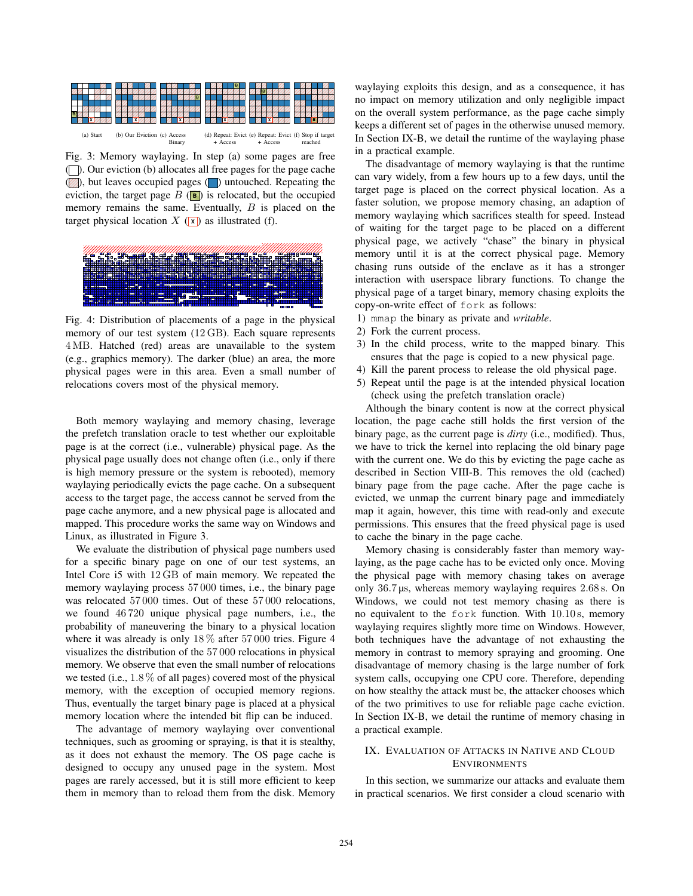(a) Start (b) Our Eviction (c) Access Binary (d) Repeat: Evict + Access (e) Repeat: Evict + Access (f) Stop if target reached

Fig. 3: Memory waylaying. In step (a) some pages are free (☐). Our eviction (b) allocates all free pages for the page cache (▨), but leaves occupied pages (■) untouched. Repeating the eviction, the target page $B$ (B) is relocated, but the occupied memory remains the same. Eventually, $B$ is placed on the target physical location $X$ (X) as illustrated (f).

Fig. 4: Distribution of placements of a page in the physical memory of our test system (12 GB). Each square represents 4 MB. Hatched (red) areas are unavailable to the system (e.g., graphics memory). The darker (blue) an area, the more physical pages were in this area. Even a small number of relocations covers most of the physical memory.

Both memory waylaying and memory chasing, leverage the prefetch translation oracle to test whether our exploitable page is at the correct (i.e., vulnerable) physical page. As the physical page usually does not change often (i.e., only if there is high memory pressure or the system is rebooted), memory waylaying periodically evicts the page cache. On a subsequent access to the target page, the access cannot be served from the page cache anymore, and a new physical page is allocated and mapped. This procedure works the same way on Windows and Linux, as illustrated in Figure 3.

We evaluate the distribution of physical page numbers used for a specific binary page on one of our test systems, an Intel Core i5 with 12 GB of main memory. We repeated the memory waylaying process 57 000 times, i.e., the binary page was relocated 57 000 times. Out of these 57 000 relocations, we found 46 720 unique physical page numbers, i.e., the probability of maneuvering the binary to a physical location where it was already is only 18 % after 57 000 tries. Figure 4 visualizes the distribution of the 57 000 relocations in physical memory. We observe that even the small number of relocations we tested (i.e., 1.8 % of all pages) covered most of the physical memory, with the exception of occupied memory regions. Thus, eventually the target binary page is placed at a physical memory location where the intended bit flip can be induced.

The advantage of memory waylaying over conventional techniques, such as grooming or spraying, is that it is stealthy, as it does not exhaust the memory. The OS page cache is designed to occupy any unused page in the system. Most pages are rarely accessed, but it is still more efficient to keep them in memory than to reload them from the disk. Memory waylaying exploits this design, and as a consequence, it has no impact on memory utilization and only negligible impact on the overall system performance, as the page cache simply keeps a different set of pages in the otherwise unused memory. In Section IX-B, we detail the runtime of the waylaying phase in a practical example.

The disadvantage of memory waylaying is that the runtime can vary widely, from a few hours up to a few days, until the target page is placed on the correct physical location. As a faster solution, we propose memory chasing, an adaption of memory waylaying which sacrifices stealth for speed. Instead of waiting for the target page to be placed on a different physical page, we actively "chase" the binary in physical memory until it is at the correct physical page. Memory chasing runs outside of the enclave as it has a stronger interaction with userspace library functions. To change the physical page of a target binary, memory chasing exploits the copy-on-write effect of `fork` as follows:

1) `mmap` the binary as private and *writable*.
2) Fork the current process.
3) In the child process, write to the mapped binary. This ensures that the page is copied to a new physical page.
4) Kill the parent process to release the old physical page.
5) Repeat until the page is at the intended physical location (check using the prefetch translation oracle)

Although the binary content is now at the correct physical location, the page cache still holds the first version of the binary page, as the current page is *dirty* (i.e., modified). Thus, we have to trick the kernel into replacing the old binary page with the current one. We do this by evicting the page cache as described in Section VIII-B. This removes the old (cached) binary page from the page cache. After the page cache is evicted, we unmap the current binary page and immediately map it again, however, this time with read-only and execute permissions. This ensures that the freed physical page is used to cache the binary in the page cache.

Memory chasing is considerably faster than memory waylaying, as the page cache has to be evicted only once. Moving the physical page with memory chasing takes on average only 36.7 µs, whereas memory waylaying requires 2.68 s. On Windows, we could not test memory chasing as there is no equivalent to the `fork` function. With 10.10 s, memory waylaying requires slightly more time on Windows. However, both techniques have the advantage of not exhausting the memory in contrast to memory spraying and grooming. One disadvantage of memory chasing is the large number of fork system calls, occupying one CPU core. Therefore, depending on how stealthy the attacker must be, the attacker chooses which of the two primitives to use for reliable page cache eviction. In Section IX-B, we detail the runtime of memory chasing in a practical example.

## IX. Evaluation of Attacks in Native and Cloud Environments

In this section, we summarize our attacks and evaluate them in practical scenarios. We first consider a cloud scenario with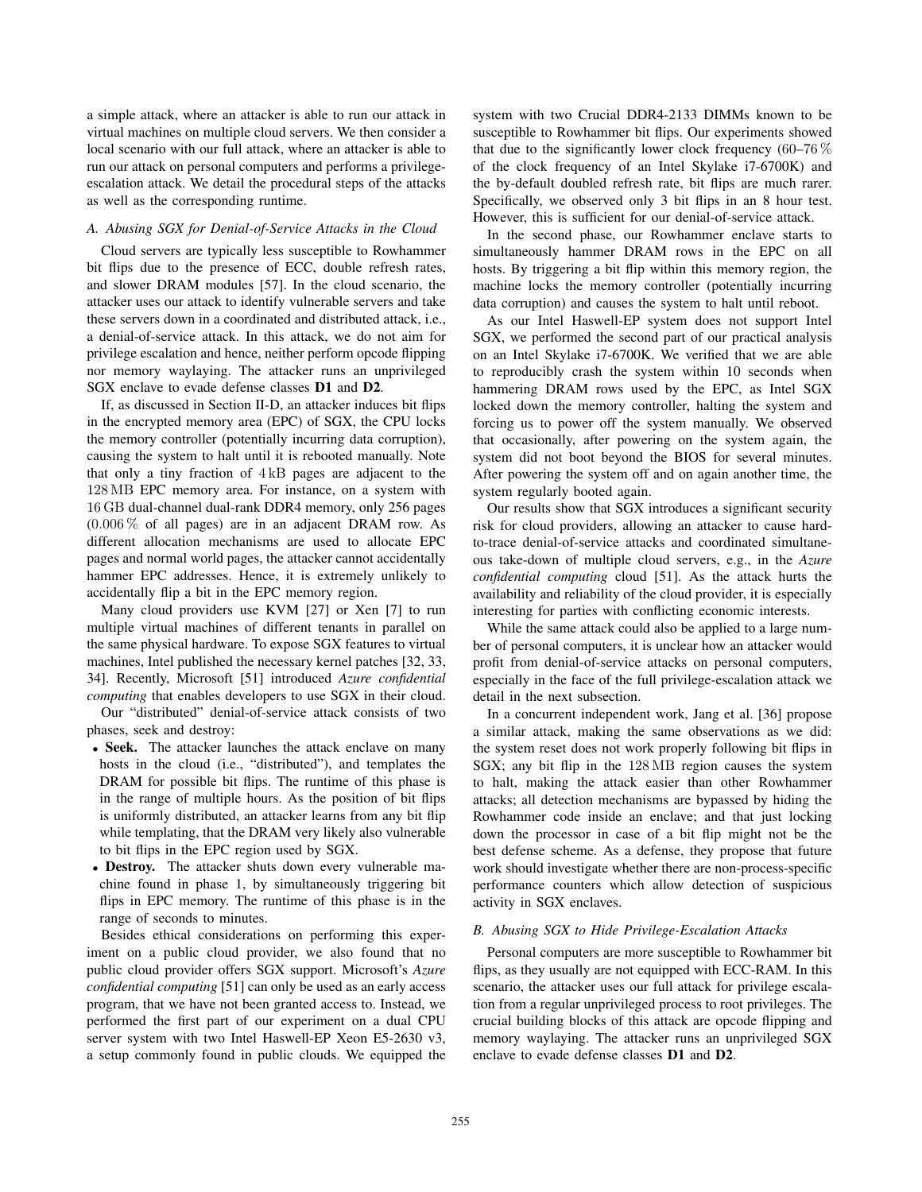a simple attack, where an attacker is able to run our attack in virtual machines on multiple cloud servers. We then consider a local scenario with our full attack, where an attacker is able to run our attack on personal computers and performs a privilege-escalation attack. We detail the procedural steps of the attacks as well as the corresponding runtime.

### *A. Abusing SGX for Denial-of-Service Attacks in the Cloud*

Cloud servers are typically less susceptible to Rowhammer bit flips due to the presence of ECC, double refresh rates, and slower DRAM modules [57]. In the cloud scenario, the attacker uses our attack to identify vulnerable servers and take these servers down in a coordinated and distributed attack, i.e., a denial-of-service attack. In this attack, we do not aim for privilege escalation and hence, neither perform opcode flipping nor memory waylaying. The attacker runs an unprivileged SGX enclave to evade defense classes **D1** and **D2**.

If, as discussed in Section II-D, an attacker induces bit flips in the encrypted memory area (EPC) of SGX, the CPU locks the memory controller (potentially incurring data corruption), causing the system to halt until it is rebooted manually. Note that only a tiny fraction of 4 kB pages are adjacent to the 128 MB EPC memory area. For instance, on a system with 16 GB dual-channel dual-rank DDR4 memory, only 256 pages (0.006 % of all pages) are in an adjacent DRAM row. As different allocation mechanisms are used to allocate EPC pages and normal world pages, the attacker cannot accidentally hammer EPC addresses. Hence, it is extremely unlikely to accidentally flip a bit in the EPC memory region.

Many cloud providers use KVM [27] or Xen [7] to run multiple virtual machines of different tenants in parallel on the same physical hardware. To expose SGX features to virtual machines, Intel published the necessary kernel patches [32, 33, 34]. Recently, Microsoft [51] introduced *Azure confidential computing* that enables developers to use SGX in their cloud.

Our "distributed" denial-of-service attack consists of two phases, seek and destroy:

- **Seek.** The attacker launches the attack enclave on many hosts in the cloud (i.e., "distributed"), and templates the DRAM for possible bit flips. The runtime of this phase is in the range of multiple hours. As the position of bit flips is uniformly distributed, an attacker learns from any bit flip while templating, that the DRAM very likely also vulnerable to bit flips in the EPC region used by SGX.
- **Destroy.** The attacker shuts down every vulnerable machine found in phase 1, by simultaneously triggering bit flips in EPC memory. The runtime of this phase is in the range of seconds to minutes.

Besides ethical considerations on performing this experiment on a public cloud provider, we also found that no public cloud provider offers SGX support. Microsoft's *Azure confidential computing* [51] can only be used as an early access program, that we have not been granted access to. Instead, we performed the first part of our experiment on a dual CPU server system with two Intel Haswell-EP Xeon E5-2630 v3, a setup commonly found in public clouds. We equipped the system with two Crucial DDR4-2133 DIMMs known to be susceptible to Rowhammer bit flips. Our experiments showed that due to the significantly lower clock frequency (60–76 % of the clock frequency of an Intel Skylake i7-6700K) and the by-default doubled refresh rate, bit flips are much rarer. Specifically, we observed only 3 bit flips in an 8 hour test. However, this is sufficient for our denial-of-service attack.

In the second phase, our Rowhammer enclave starts to simultaneously hammer DRAM rows in the EPC on all hosts. By triggering a bit flip within this memory region, the machine locks the memory controller (potentially incurring data corruption) and causes the system to halt until reboot.

As our Intel Haswell-EP system does not support Intel SGX, we performed the second part of our practical analysis on an Intel Skylake i7-6700K. We verified that we are able to reproducibly crash the system within 10 seconds when hammering DRAM rows used by the EPC, as Intel SGX locked down the memory controller, halting the system and forcing us to power off the system manually. We observed that occasionally, after powering on the system again, the system did not boot beyond the BIOS for several minutes. After powering the system off and on again another time, the system regularly booted again.

Our results show that SGX introduces a significant security risk for cloud providers, allowing an attacker to cause hard-to-trace denial-of-service attacks and coordinated simultaneous take-down of multiple cloud servers, e.g., in the *Azure confidential computing* cloud [51]. As the attack hurts the availability and reliability of the cloud provider, it is especially interesting for parties with conflicting economic interests.

While the same attack could also be applied to a large number of personal computers, it is unclear how an attacker would profit from denial-of-service attacks on personal computers, especially in the face of the full privilege-escalation attack we detail in the next subsection.

In a concurrent independent work, Jang et al. [36] propose a similar attack, making the same observations as we did: the system reset does not work properly following bit flips in SGX; any bit flip in the 128 MB region causes the system to halt, making the attack easier than other Rowhammer attacks; all detection mechanisms are bypassed by hiding the Rowhammer code inside an enclave; and that just locking down the processor in case of a bit flip might not be the best defense scheme. As a defense, they propose that future work should investigate whether there are non-process-specific performance counters which allow detection of suspicious activity in SGX enclaves.

### *B. Abusing SGX to Hide Privilege-Escalation Attacks*

Personal computers are more susceptible to Rowhammer bit flips, as they usually are not equipped with ECC-RAM. In this scenario, the attacker uses our full attack for privilege escalation from a regular unprivileged process to root privileges. The crucial building blocks of this attack are opcode flipping and memory waylaying. The attacker runs an unprivileged SGX enclave to evade defense classes **D1** and **D2**.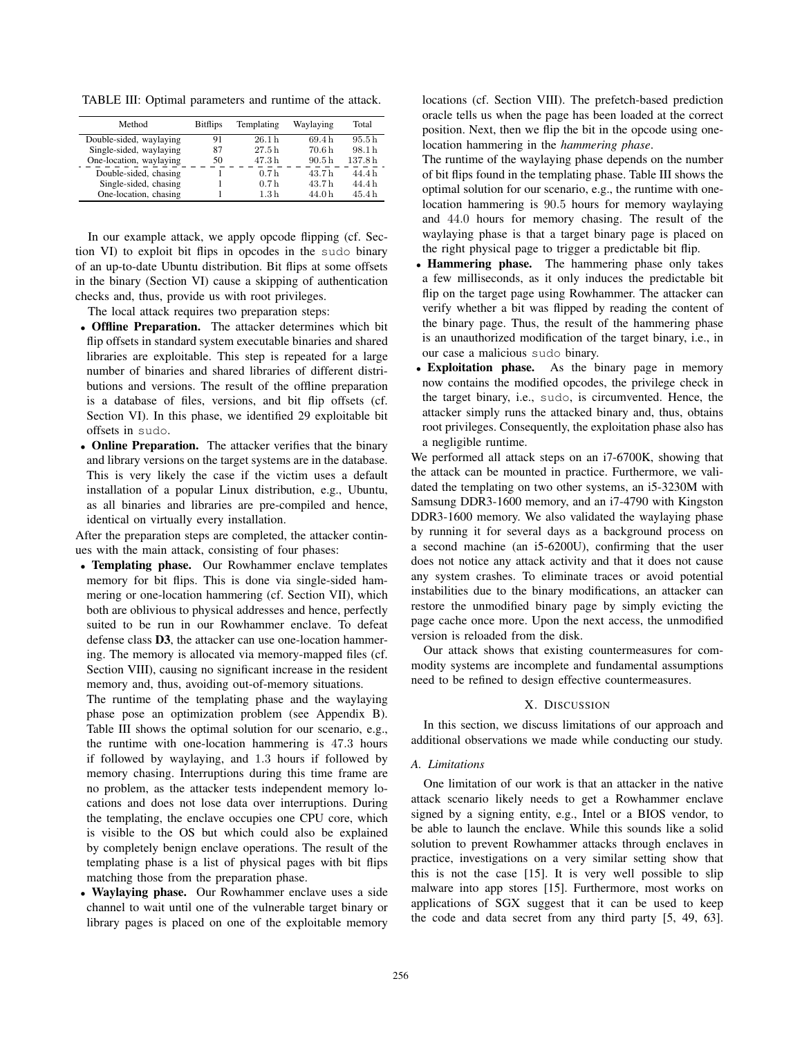TABLE III: Optimal parameters and runtime of the attack.

| Method | Bitflips | Templating | Waylaying | Total |
|---|---|---|---|---|
| Double-sided, waylaying | 91 | 26.1 h | 69.4 h | 95.5 h |
| Single-sided, waylaying | 87 | 27.5 h | 70.6 h | 98.1 h |
| One-location, waylaying | 50 | 47.3 h | 90.5 h | 137.8 h |
| Double-sided, chasing | 1 | 0.7 h | 43.7 h | 44.4 h |
| Single-sided, chasing | 1 | 0.7 h | 43.7 h | 44.4 h |
| One-location, chasing | 1 | 1.3 h | 44.0 h | 45.4 h |

In our example attack, we apply opcode flipping (cf. Section VI) to exploit bit flips in opcodes in the `sudo` binary of an up-to-date Ubuntu distribution. Bit flips at some offsets in the binary (Section VI) cause a skipping of authentication checks and, thus, provide us with root privileges.

The local attack requires two preparation steps:

- **Offline Preparation.** The attacker determines which bit flip offsets in standard system executable binaries and shared libraries are exploitable. This step is repeated for a large number of binaries and shared libraries of different distributions and versions. The result of the offline preparation is a database of files, versions, and bit flip offsets (cf. Section VI). In this phase, we identified 29 exploitable bit offsets in `sudo`.
- **Online Preparation.** The attacker verifies that the binary and library versions on the target systems are in the database. This is very likely the case if the victim uses a default installation of a popular Linux distribution, e.g., Ubuntu, as all binaries and libraries are pre-compiled and hence, identical on virtually every installation.

After the preparation steps are completed, the attacker continues with the main attack, consisting of four phases:

- **Templating phase.** Our Rowhammer enclave templates memory for bit flips. This is done via single-sided hammering or one-location hammering (cf. Section VII), which both are oblivious to physical addresses and hence, perfectly suited to be run in our Rowhammer enclave. To defeat defense class **D3**, the attacker can use one-location hammering. The memory is allocated via memory-mapped files (cf. Section VIII), causing no significant increase in the resident memory and, thus, avoiding out-of-memory situations.
  The runtime of the templating phase and the waylaying phase pose an optimization problem (see Appendix B). Table III shows the optimal solution for our scenario, e.g., the runtime with one-location hammering is 47.3 hours if followed by waylaying, and 1.3 hours if followed by memory chasing. Interruptions during this time frame are no problem, as the attacker tests independent memory locations and does not lose data over interruptions. During the templating, the enclave occupies one CPU core, which is visible to the OS but which could also be explained by completely benign enclave operations. The result of the templating phase is a list of physical pages with bit flips matching those from the preparation phase.
- **Waylaying phase.** Our Rowhammer enclave uses a side channel to wait until one of the vulnerable target binary or library pages is placed on one of the exploitable memory locations (cf. Section VIII). The prefetch-based prediction oracle tells us when the page has been loaded at the correct position. Next, then we flip the bit in the opcode using one-location hammering in the *hammering phase*.
  The runtime of the waylaying phase depends on the number of bit flips found in the templating phase. Table III shows the optimal solution for our scenario, e.g., the runtime with one-location hammering is 90.5 hours for memory waylaying and 44.0 hours for memory chasing. The result of the waylaying phase is that a target binary page is placed on the right physical page to trigger a predictable bit flip.
- **Hammering phase.** The hammering phase only takes a few milliseconds, as it only induces the predictable bit flip on the target page using Rowhammer. The attacker can verify whether a bit was flipped by reading the content of the binary page. Thus, the result of the hammering phase is an unauthorized modification of the target binary, i.e., in our case a malicious `sudo` binary.
- **Exploitation phase.** As the binary page in memory now contains the modified opcodes, the privilege check in the target binary, i.e., `sudo`, is circumvented. Hence, the attacker simply runs the attacked binary and, thus, obtains root privileges. Consequently, the exploitation phase also has a negligible runtime.

We performed all attack steps on an i7-6700K, showing that the attack can be mounted in practice. Furthermore, we validated the templating on two other systems, an i5-3230M with Samsung DDR3-1600 memory, and an i7-4790 with Kingston DDR3-1600 memory. We also validated the waylaying phase by running it for several days as a background process on a second machine (an i5-6200U), confirming that the user does not notice any attack activity and that it does not cause any system crashes. To eliminate traces or avoid potential instabilities due to the binary modifications, an attacker can restore the unmodified binary page by simply evicting the page cache once more. Upon the next access, the unmodified version is reloaded from the disk.

Our attack shows that existing countermeasures for commodity systems are incomplete and fundamental assumptions need to be refined to design effective countermeasures.

## X. Discussion

In this section, we discuss limitations of our approach and additional observations we made while conducting our study.

### A. Limitations

One limitation of our work is that an attacker in the native attack scenario likely needs to get a Rowhammer enclave signed by a signing entity, e.g., Intel or a BIOS vendor, to be able to launch the enclave. While this sounds like a solid solution to prevent Rowhammer attacks through enclaves in practice, investigations on a very similar setting show that this is not the case [15]. It is very well possible to slip malware into app stores [15]. Furthermore, most works on applications of SGX suggest that it can be used to keep the code and data secret from any third party [5, 49, 63].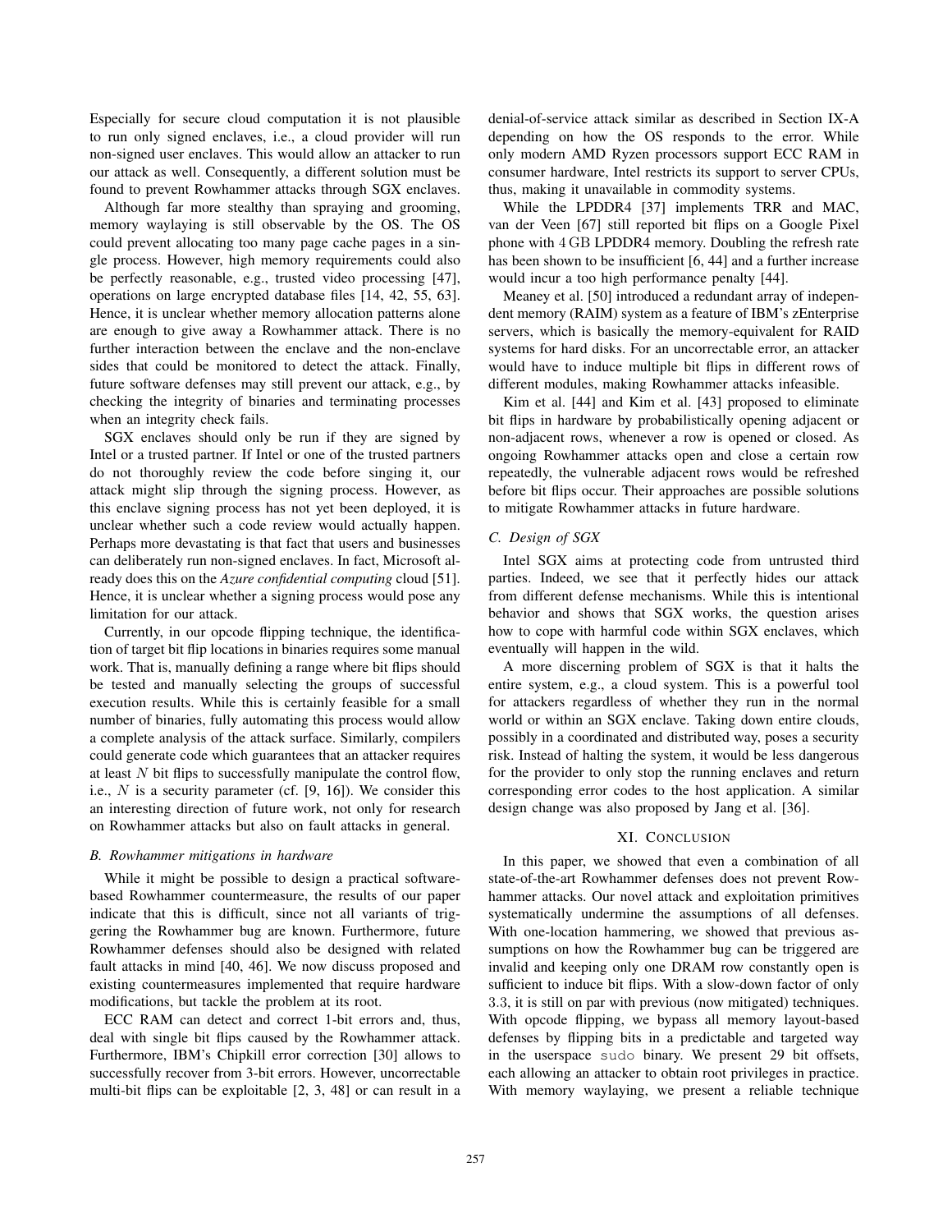Especially for secure cloud computation it is not plausible to run only signed enclaves, i.e., a cloud provider will run non-signed user enclaves. This would allow an attacker to run our attack as well. Consequently, a different solution must be found to prevent Rowhammer attacks through SGX enclaves.

Although far more stealthy than spraying and grooming, memory waylaying is still observable by the OS. The OS could prevent allocating too many page cache pages in a single process. However, high memory requirements could also be perfectly reasonable, e.g., trusted video processing [47], operations on large encrypted database files [14, 42, 55, 63]. Hence, it is unclear whether memory allocation patterns alone are enough to give away a Rowhammer attack. There is no further interaction between the enclave and the non-enclave sides that could be monitored to detect the attack. Finally, future software defenses may still prevent our attack, e.g., by checking the integrity of binaries and terminating processes when an integrity check fails.

SGX enclaves should only be run if they are signed by Intel or a trusted partner. If Intel or one of the trusted partners do not thoroughly review the code before singing it, our attack might slip through the signing process. However, as this enclave signing process has not yet been deployed, it is unclear whether such a code review would actually happen. Perhaps more devastating is that fact that users and businesses can deliberately run non-signed enclaves. In fact, Microsoft already does this on the *Azure confidential computing* cloud [51]. Hence, it is unclear whether a signing process would pose any limitation for our attack.

Currently, in our opcode flipping technique, the identification of target bit flip locations in binaries requires some manual work. That is, manually defining a range where bit flips should be tested and manually selecting the groups of successful execution results. While this is certainly feasible for a small number of binaries, fully automating this process would allow a complete analysis of the attack surface. Similarly, compilers could generate code which guarantees that an attacker requires at least $N$ bit flips to successfully manipulate the control flow, i.e., $N$ is a security parameter (cf. [9, 16]). We consider this an interesting direction of future work, not only for research on Rowhammer attacks but also on fault attacks in general.

### *B. Rowhammer mitigations in hardware*

While it might be possible to design a practical software-based Rowhammer countermeasure, the results of our paper indicate that this is difficult, since not all variants of triggering the Rowhammer bug are known. Furthermore, future Rowhammer defenses should also be designed with related fault attacks in mind [40, 46]. We now discuss proposed and existing countermeasures implemented that require hardware modifications, but tackle the problem at its root.

ECC RAM can detect and correct 1-bit errors and, thus, deal with single bit flips caused by the Rowhammer attack. Furthermore, IBM's Chipkill error correction [30] allows to successfully recover from 3-bit errors. However, uncorrectable multi-bit flips can be exploitable [2, 3, 48] or can result in a denial-of-service attack similar as described in Section IX-A depending on how the OS responds to the error. While only modern AMD Ryzen processors support ECC RAM in consumer hardware, Intel restricts its support to server CPUs, thus, making it unavailable in commodity systems.

While the LPDDR4 [37] implements TRR and MAC, van der Veen [67] still reported bit flips on a Google Pixel phone with 4 GB LPDDR4 memory. Doubling the refresh rate has been shown to be insufficient [6, 44] and a further increase would incur a too high performance penalty [44].

Meaney et al. [50] introduced a redundant array of independent memory (RAIM) system as a feature of IBM's zEnterprise servers, which is basically the memory-equivalent for RAID systems for hard disks. For an uncorrectable error, an attacker would have to induce multiple bit flips in different rows of different modules, making Rowhammer attacks infeasible.

Kim et al. [44] and Kim et al. [43] proposed to eliminate bit flips in hardware by probabilistically opening adjacent or non-adjacent rows, whenever a row is opened or closed. As ongoing Rowhammer attacks open and close a certain row repeatedly, the vulnerable adjacent rows would be refreshed before bit flips occur. Their approaches are possible solutions to mitigate Rowhammer attacks in future hardware.

### *C. Design of SGX*

Intel SGX aims at protecting code from untrusted third parties. Indeed, we see that it perfectly hides our attack from different defense mechanisms. While this is intentional behavior and shows that SGX works, the question arises how to cope with harmful code within SGX enclaves, which eventually will happen in the wild.

A more discerning problem of SGX is that it halts the entire system, e.g., a cloud system. This is a powerful tool for attackers regardless of whether they run in the normal world or within an SGX enclave. Taking down entire clouds, possibly in a coordinated and distributed way, poses a security risk. Instead of halting the system, it would be less dangerous for the provider to only stop the running enclaves and return corresponding error codes to the host application. A similar design change was also proposed by Jang et al. [36].

## XI. Conclusion

In this paper, we showed that even a combination of all state-of-the-art Rowhammer defenses does not prevent Rowhammer attacks. Our novel attack and exploitation primitives systematically undermine the assumptions of all defenses. With one-location hammering, we showed that previous assumptions on how the Rowhammer bug can be triggered are invalid and keeping only one DRAM row constantly open is sufficient to induce bit flips. With a slow-down factor of only 3.3, it is still on par with previous (now mitigated) techniques. With opcode flipping, we bypass all memory layout-based defenses by flipping bits in a predictable and targeted way in the userspace `sudo` binary. We present 29 bit offsets, each allowing an attacker to obtain root privileges in practice. With memory waylaying, we present a reliable technique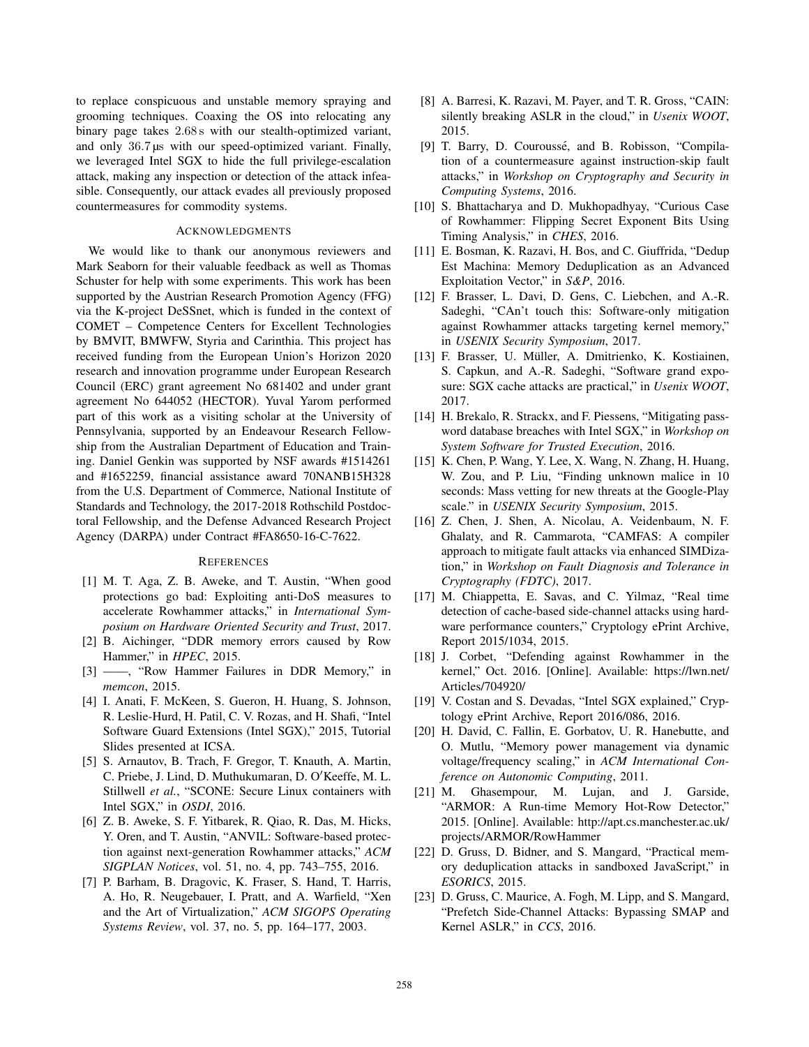to replace conspicuous and unstable memory spraying and grooming techniques. Coaxing the OS into relocating any binary page takes 2.68 s with our stealth-optimized variant, and only 36.7 µs with our speed-optimized variant. Finally, we leveraged Intel SGX to hide the full privilege-escalation attack, making any inspection or detection of the attack infeasible. Consequently, our attack evades all previously proposed countermeasures for commodity systems.

## Acknowledgments

We would like to thank our anonymous reviewers and Mark Seaborn for their valuable feedback as well as Thomas Schuster for help with some experiments. This work has been supported by the Austrian Research Promotion Agency (FFG) via the K-project DeSSnet, which is funded in the context of COMET – Competence Centers for Excellent Technologies by BMVIT, BMWFW, Styria and Carinthia. This project has received funding from the European Union's Horizon 2020 research and innovation programme under European Research Council (ERC) grant agreement No 681402 and under grant agreement No 644052 (HECTOR). Yuval Yarom performed part of this work as a visiting scholar at the University of Pennsylvania, supported by an Endeavour Research Fellowship from the Australian Department of Education and Training. Daniel Genkin was supported by NSF awards #1514261 and #1652259, financial assistance award 70NANB15H328 from the U.S. Department of Commerce, National Institute of Standards and Technology, the 2017-2018 Rothschild Postdoctoral Fellowship, and the Defense Advanced Research Project Agency (DARPA) under Contract #FA8650-16-C-7622.

## References

[1] M. T. Aga, Z. B. Aweke, and T. Austin, "When good protections go bad: Exploiting anti-DoS measures to accelerate Rowhammer attacks," in *International Symposium on Hardware Oriented Security and Trust*, 2017.

[2] B. Aichinger, "DDR memory errors caused by Row Hammer," in *HPEC*, 2015.

[3] ——, "Row Hammer Failures in DDR Memory," in *memcon*, 2015.

[4] I. Anati, F. McKeen, S. Gueron, H. Huang, S. Johnson, R. Leslie-Hurd, H. Patil, C. V. Rozas, and H. Shafi, "Intel Software Guard Extensions (Intel SGX)," 2015, Tutorial Slides presented at ICSA.

[5] S. Arnautov, B. Trach, F. Gregor, T. Knauth, A. Martin, C. Priebe, J. Lind, D. Muthukumaran, D. O′Keeffe, M. L. Stillwell *et al.*, "SCONE: Secure Linux containers with Intel SGX," in *OSDI*, 2016.

[6] Z. B. Aweke, S. F. Yitbarek, R. Qiao, R. Das, M. Hicks, Y. Oren, and T. Austin, "ANVIL: Software-based protection against next-generation Rowhammer attacks," *ACM SIGPLAN Notices*, vol. 51, no. 4, pp. 743–755, 2016.

[7] P. Barham, B. Dragovic, K. Fraser, S. Hand, T. Harris, A. Ho, R. Neugebauer, I. Pratt, and A. Warfield, "Xen and the Art of Virtualization," *ACM SIGOPS Operating Systems Review*, vol. 37, no. 5, pp. 164–177, 2003.

[8] A. Barresi, K. Razavi, M. Payer, and T. R. Gross, "CAIN: silently breaking ASLR in the cloud," in *Usenix WOOT*, 2015.

[9] T. Barry, D. Couroussé, and B. Robisson, "Compilation of a countermeasure against instruction-skip fault attacks," in *Workshop on Cryptography and Security in Computing Systems*, 2016.

[10] S. Bhattacharya and D. Mukhopadhyay, "Curious Case of Rowhammer: Flipping Secret Exponent Bits Using Timing Analysis," in *CHES*, 2016.

[11] E. Bosman, K. Razavi, H. Bos, and C. Giuffrida, "Dedup Est Machina: Memory Deduplication as an Advanced Exploitation Vector," in *S&P*, 2016.

[12] F. Brasser, L. Davi, D. Gens, C. Liebchen, and A.-R. Sadeghi, "CAn't touch this: Software-only mitigation against Rowhammer attacks targeting kernel memory," in *USENIX Security Symposium*, 2017.

[13] F. Brasser, U. Müller, A. Dmitrienko, K. Kostiainen, S. Capkun, and A.-R. Sadeghi, "Software grand exposure: SGX cache attacks are practical," in *Usenix WOOT*, 2017.

[14] H. Brekalo, R. Strackx, and F. Piessens, "Mitigating password database breaches with Intel SGX," in *Workshop on System Software for Trusted Execution*, 2016.

[15] K. Chen, P. Wang, Y. Lee, X. Wang, N. Zhang, H. Huang, W. Zou, and P. Liu, "Finding unknown malice in 10 seconds: Mass vetting for new threats at the Google-Play scale." in *USENIX Security Symposium*, 2015.

[16] Z. Chen, J. Shen, A. Nicolau, A. Veidenbaum, N. F. Ghalaty, and R. Cammarota, "CAMFAS: A compiler approach to mitigate fault attacks via enhanced SIMDization," in *Workshop on Fault Diagnosis and Tolerance in Cryptography (FDTC)*, 2017.

[17] M. Chiappetta, E. Savas, and C. Yilmaz, "Real time detection of cache-based side-channel attacks using hardware performance counters," Cryptology ePrint Archive, Report 2015/1034, 2015.

[18] J. Corbet, "Defending against Rowhammer in the kernel," Oct. 2016. [Online]. Available: https://lwn.net/Articles/704920/

[19] V. Costan and S. Devadas, "Intel SGX explained," Cryptology ePrint Archive, Report 2016/086, 2016.

[20] H. David, C. Fallin, E. Gorbatov, U. R. Hanebutte, and O. Mutlu, "Memory power management via dynamic voltage/frequency scaling," in *ACM International Conference on Autonomic Computing*, 2011.

[21] M. Ghasempour, M. Lujan, and J. Garside, "ARMOR: A Run-time Memory Hot-Row Detector," 2015. [Online]. Available: http://apt.cs.manchester.ac.uk/projects/ARMOR/RowHammer

[22] D. Gruss, D. Bidner, and S. Mangard, "Practical memory deduplication attacks in sandboxed JavaScript," in *ESORICS*, 2015.

[23] D. Gruss, C. Maurice, A. Fogh, M. Lipp, and S. Mangard, "Prefetch Side-Channel Attacks: Bypassing SMAP and Kernel ASLR," in *CCS*, 2016.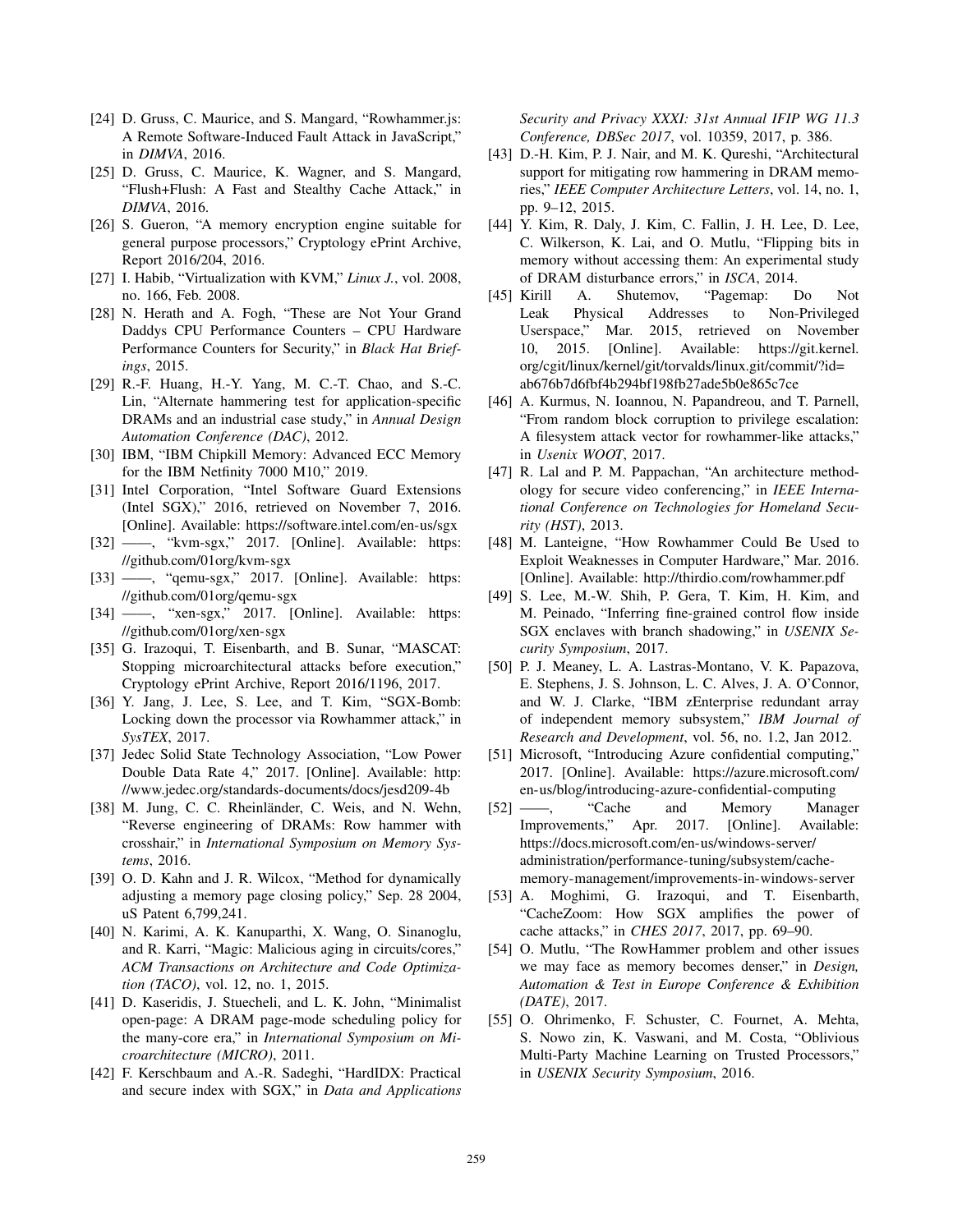[24] D. Gruss, C. Maurice, and S. Mangard, "Rowhammer.js: A Remote Software-Induced Fault Attack in JavaScript," in *DIMVA*, 2016.

[25] D. Gruss, C. Maurice, K. Wagner, and S. Mangard, "Flush+Flush: A Fast and Stealthy Cache Attack," in *DIMVA*, 2016.

[26] S. Gueron, "A memory encryption engine suitable for general purpose processors," Cryptology ePrint Archive, Report 2016/204, 2016.

[27] I. Habib, "Virtualization with KVM," *Linux J.*, vol. 2008, no. 166, Feb. 2008.

[28] N. Herath and A. Fogh, "These are Not Your Grand Daddys CPU Performance Counters – CPU Hardware Performance Counters for Security," in *Black Hat Briefings*, 2015.

[29] R.-F. Huang, H.-Y. Yang, M. C.-T. Chao, and S.-C. Lin, "Alternate hammering test for application-specific DRAMs and an industrial case study," in *Annual Design Automation Conference (DAC)*, 2012.

[30] IBM, "IBM Chipkill Memory: Advanced ECC Memory for the IBM Netfinity 7000 M10," 2019.

[31] Intel Corporation, "Intel Software Guard Extensions (Intel SGX)," 2016, retrieved on November 7, 2016. [Online]. Available: https://software.intel.com/en-us/sgx

[32] ——, "kvm-sgx," 2017. [Online]. Available: https://github.com/01org/kvm-sgx

[33] ——, "qemu-sgx," 2017. [Online]. Available: https://github.com/01org/qemu-sgx

[34] ——, "xen-sgx," 2017. [Online]. Available: https://github.com/01org/xen-sgx

[35] G. Irazoqui, T. Eisenbarth, and B. Sunar, "MASCAT: Stopping microarchitectural attacks before execution," Cryptology ePrint Archive, Report 2016/1196, 2017.

[36] Y. Jang, J. Lee, S. Lee, and T. Kim, "SGX-Bomb: Locking down the processor via Rowhammer attack," in *SysTEX*, 2017.

[37] Jedec Solid State Technology Association, "Low Power Double Data Rate 4," 2017. [Online]. Available: http://www.jedec.org/standards-documents/docs/jesd209-4b

[38] M. Jung, C. C. Rheinländer, C. Weis, and N. Wehn, "Reverse engineering of DRAMs: Row hammer with crosshair," in *International Symposium on Memory Systems*, 2016.

[39] O. D. Kahn and J. R. Wilcox, "Method for dynamically adjusting a memory page closing policy," Sep. 28 2004, uS Patent 6,799,241.

[40] N. Karimi, A. K. Kanuparthi, X. Wang, O. Sinanoglu, and R. Karri, "Magic: Malicious aging in circuits/cores," *ACM Transactions on Architecture and Code Optimization (TACO)*, vol. 12, no. 1, 2015.

[41] D. Kaseridis, J. Stuecheli, and L. K. John, "Minimalist open-page: A DRAM page-mode scheduling policy for the many-core era," in *International Symposium on Microarchitecture (MICRO)*, 2011.

[42] F. Kerschbaum and A.-R. Sadeghi, "HardIDX: Practical and secure index with SGX," in *Data and Applications Security and Privacy XXXI: 31st Annual IFIP WG 11.3 Conference, DBSec 2017*, vol. 10359, 2017, p. 386.

[43] D.-H. Kim, P. J. Nair, and M. K. Qureshi, "Architectural support for mitigating row hammering in DRAM memories," *IEEE Computer Architecture Letters*, vol. 14, no. 1, pp. 9–12, 2015.

[44] Y. Kim, R. Daly, J. Kim, C. Fallin, J. H. Lee, D. Lee, C. Wilkerson, K. Lai, and O. Mutlu, "Flipping bits in memory without accessing them: An experimental study of DRAM disturbance errors," in *ISCA*, 2014.

[45] Kirill A. Shutemov, "Pagemap: Do Not Leak Physical Addresses to Non-Privileged Userspace," Mar. 2015, retrieved on November 10, 2015. [Online]. Available: https://git.kernel.org/cgit/linux/kernel/git/torvalds/linux.git/commit/?id=ab676b7d6fbf4b294bf198fb27ade5b0e865c7ce

[46] A. Kurmus, N. Ioannou, N. Papandreou, and T. Parnell, "From random block corruption to privilege escalation: A filesystem attack vector for rowhammer-like attacks," in *Usenix WOOT*, 2017.

[47] R. Lal and P. M. Pappachan, "An architecture methodology for secure video conferencing," in *IEEE International Conference on Technologies for Homeland Security (HST)*, 2013.

[48] M. Lanteigne, "How Rowhammer Could Be Used to Exploit Weaknesses in Computer Hardware," Mar. 2016. [Online]. Available: http://thirdio.com/rowhammer.pdf

[49] S. Lee, M.-W. Shih, P. Gera, T. Kim, H. Kim, and M. Peinado, "Inferring fine-grained control flow inside SGX enclaves with branch shadowing," in *USENIX Security Symposium*, 2017.

[50] P. J. Meaney, L. A. Lastras-Montano, V. K. Papazova, E. Stephens, J. S. Johnson, L. C. Alves, J. A. O'Connor, and W. J. Clarke, "IBM zEnterprise redundant array of independent memory subsystem," *IBM Journal of Research and Development*, vol. 56, no. 1.2, Jan 2012.

[51] Microsoft, "Introducing Azure confidential computing," 2017. [Online]. Available: https://azure.microsoft.com/en-us/blog/introducing-azure-confidential-computing

[52] ——, "Cache and Memory Manager Improvements," Apr. 2017. [Online]. Available: https://docs.microsoft.com/en-us/windows-server/administration/performance-tuning/subsystem/cache-memory-management/improvements-in-windows-server

[53] A. Moghimi, G. Irazoqui, and T. Eisenbarth, "CacheZoom: How SGX amplifies the power of cache attacks," in *CHES 2017*, 2017, pp. 69–90.

[54] O. Mutlu, "The RowHammer problem and other issues we may face as memory becomes denser," in *Design, Automation & Test in Europe Conference & Exhibition (DATE)*, 2017.

[55] O. Ohrimenko, F. Schuster, C. Fournet, A. Mehta, S. Nowo zin, K. Vaswani, and M. Costa, "Oblivious Multi-Party Machine Learning on Trusted Processors," in *USENIX Security Symposium*, 2016.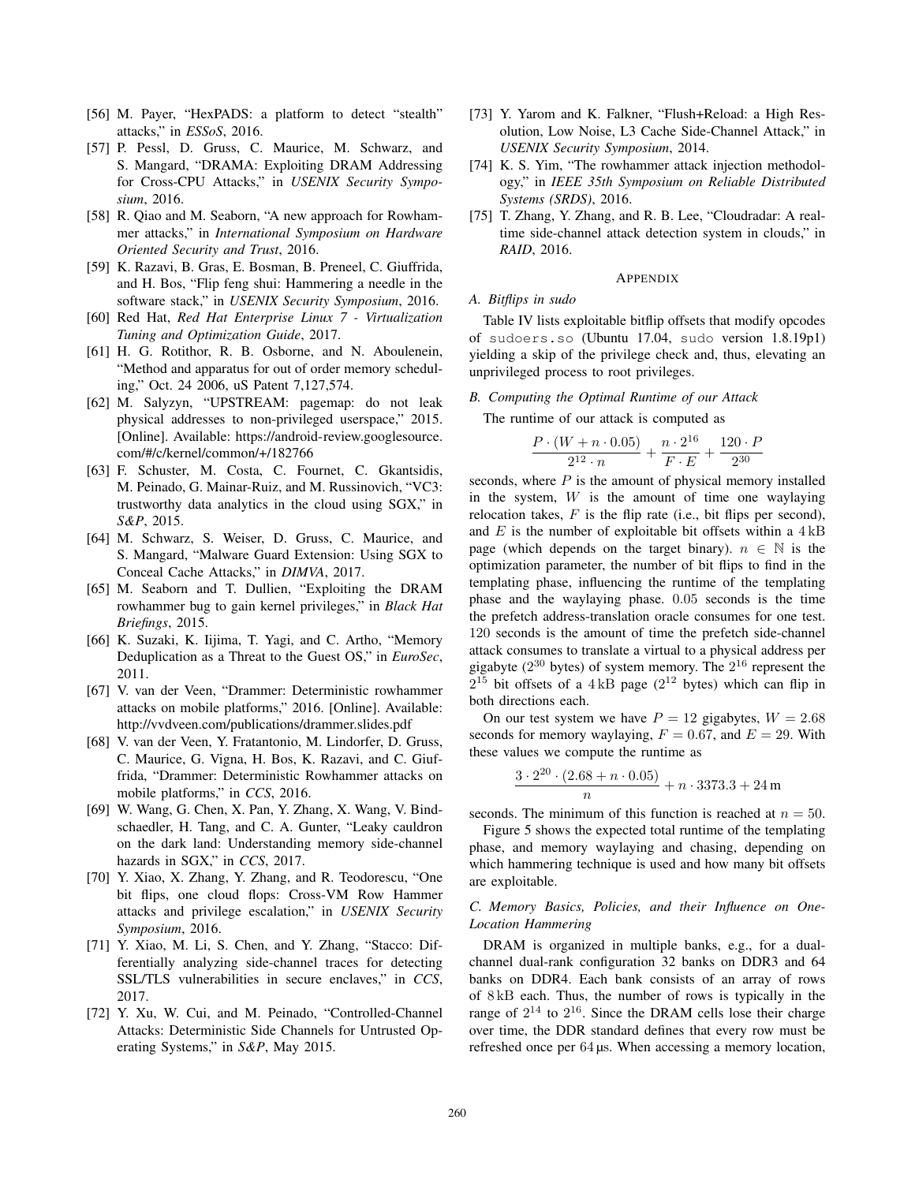[56] M. Payer, "HexPADS: a platform to detect "stealth" attacks," in *ESSoS*, 2016.

[57] P. Pessl, D. Gruss, C. Maurice, M. Schwarz, and S. Mangard, "DRAMA: Exploiting DRAM Addressing for Cross-CPU Attacks," in *USENIX Security Symposium*, 2016.

[58] R. Qiao and M. Seaborn, "A new approach for Rowhammer attacks," in *International Symposium on Hardware Oriented Security and Trust*, 2016.

[59] K. Razavi, B. Gras, E. Bosman, B. Preneel, C. Giuffrida, and H. Bos, "Flip feng shui: Hammering a needle in the software stack," in *USENIX Security Symposium*, 2016.

[60] Red Hat, *Red Hat Enterprise Linux 7 - Virtualization Tuning and Optimization Guide*, 2017.

[61] H. G. Rotithor, R. B. Osborne, and N. Aboulenein, "Method and apparatus for out of order memory scheduling," Oct. 24 2006, uS Patent 7,127,574.

[62] M. Salyzyn, "UPSTREAM: pagemap: do not leak physical addresses to non-privileged userspace," 2015. [Online]. Available: https://android-review.googlesource.com/#/c/kernel/common/+/182766

[63] F. Schuster, M. Costa, C. Fournet, C. Gkantsidis, M. Peinado, G. Mainar-Ruiz, and M. Russinovich, "VC3: trustworthy data analytics in the cloud using SGX," in *S&P*, 2015.

[64] M. Schwarz, S. Weiser, D. Gruss, C. Maurice, and S. Mangard, "Malware Guard Extension: Using SGX to Conceal Cache Attacks," in *DIMVA*, 2017.

[65] M. Seaborn and T. Dullien, "Exploiting the DRAM rowhammer bug to gain kernel privileges," in *Black Hat Briefings*, 2015.

[66] K. Suzaki, K. Iijima, T. Yagi, and C. Artho, "Memory Deduplication as a Threat to the Guest OS," in *EuroSec*, 2011.

[67] V. van der Veen, "Drammer: Deterministic rowhammer attacks on mobile platforms," 2016. [Online]. Available: http://vvdveen.com/publications/drammer.slides.pdf

[68] V. van der Veen, Y. Fratantonio, M. Lindorfer, D. Gruss, C. Maurice, G. Vigna, H. Bos, K. Razavi, and C. Giuffrida, "Drammer: Deterministic Rowhammer attacks on mobile platforms," in *CCS*, 2016.

[69] W. Wang, G. Chen, X. Pan, Y. Zhang, X. Wang, V. Bindschaedler, H. Tang, and C. A. Gunter, "Leaky cauldron on the dark land: Understanding memory side-channel hazards in SGX," in *CCS*, 2017.

[70] Y. Xiao, X. Zhang, Y. Zhang, and R. Teodorescu, "One bit flips, one cloud flops: Cross-VM Row Hammer attacks and privilege escalation," in *USENIX Security Symposium*, 2016.

[71] Y. Xiao, M. Li, S. Chen, and Y. Zhang, "Stacco: Differentially analyzing side-channel traces for detecting SSL/TLS vulnerabilities in secure enclaves," in *CCS*, 2017.

[72] Y. Xu, W. Cui, and M. Peinado, "Controlled-Channel Attacks: Deterministic Side Channels for Untrusted Operating Systems," in *S&P*, May 2015.

[73] Y. Yarom and K. Falkner, "Flush+Reload: a High Resolution, Low Noise, L3 Cache Side-Channel Attack," in *USENIX Security Symposium*, 2014.

[74] K. S. Yim, "The rowhammer attack injection methodology," in *IEEE 35th Symposium on Reliable Distributed Systems (SRDS)*, 2016.

[75] T. Zhang, Y. Zhang, and R. B. Lee, "Cloudradar: A real-time side-channel attack detection system in clouds," in *RAID*, 2016.

## Appendix

### A. Bitflips in sudo

Table IV lists exploitable bitflip offsets that modify opcodes of `sudoers.so` (Ubuntu 17.04, `sudo` version 1.8.19p1) yielding a skip of the privilege check and, thus, elevating an unprivileged process to root privileges.

### B. Computing the Optimal Runtime of our Attack

The runtime of our attack is computed as

$$\frac{P \cdot (W + n \cdot 0.05)}{2^{12} \cdot n} + \frac{n \cdot 2^{16}}{F \cdot E} + \frac{120 \cdot P}{2^{30}}$$

seconds, where $P$ is the amount of physical memory installed in the system, $W$ is the amount of time one waylaying relocation takes, $F$ is the flip rate (i.e., bit flips per second), and $E$ is the number of exploitable bit offsets within a 4 kB page (which depends on the target binary). $n \in \mathbb{N}$ is the optimization parameter, the number of bit flips to find in the templating phase, influencing the runtime of the templating phase and the waylaying phase. 0.05 seconds is the time the prefetch address-translation oracle consumes for one test. 120 seconds is the amount of time the prefetch side-channel attack consumes to translate a virtual to a physical address per gigabyte ($2^{30}$ bytes) of system memory. The $2^{16}$ represent the $2^{15}$ bit offsets of a 4 kB page ($2^{12}$ bytes) which can flip in both directions each.

On our test system we have $P = 12$ gigabytes, $W = 2.68$ seconds for memory waylaying, $F = 0.67$, and $E = 29$. With these values we compute the runtime as

$$\frac{3 \cdot 2^{20} \cdot (2.68 + n \cdot 0.05)}{n} + n \cdot 3373.3 + 24\,\text{m}$$

seconds. The minimum of this function is reached at $n = 50$.

Figure 5 shows the expected total runtime of the templating phase, and memory waylaying and chasing, depending on which hammering technique is used and how many bit offsets are exploitable.

### C. Memory Basics, Policies, and their Influence on One-Location Hammering

DRAM is organized in multiple banks, e.g., for a dual-channel dual-rank configuration 32 banks on DDR3 and 64 banks on DDR4. Each bank consists of an array of rows of 8 kB each. Thus, the number of rows is typically in the range of $2^{14}$ to $2^{16}$. Since the DRAM cells lose their charge over time, the DDR standard defines that every row must be refreshed once per 64 µs. When accessing a memory location,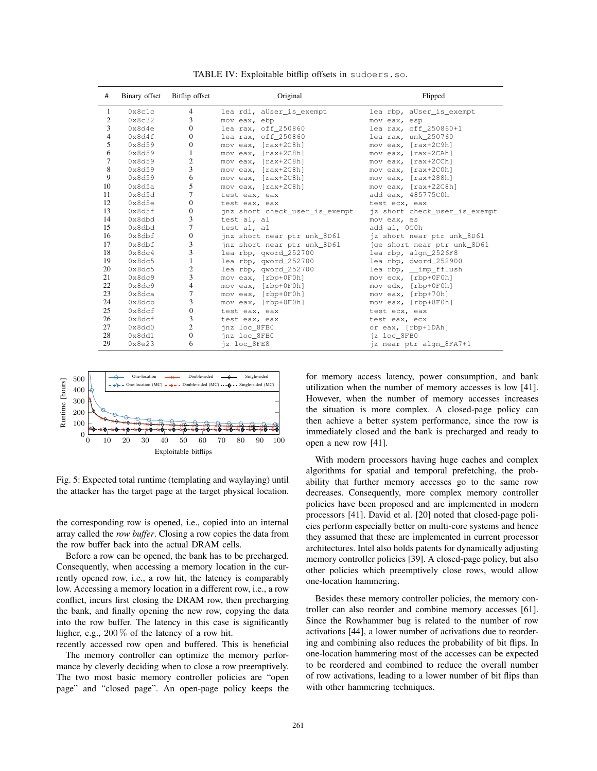TABLE IV: Exploitable bitflip offsets in `sudoers.so`.

| # | Binary offset | Bitflip offset | Original | Flipped |
|---|---|---|---|---|
| 1 | 0x8c1c | 4 | `lea rdi, aUser_is_exempt` | `lea rbp, aUser_is_exempt` |
| 2 | 0x8c32 | 3 | `mov eax, ebp` | `mov eax, esp` |
| 3 | 0x8d4e | 0 | `lea rax, off_250860` | `lea rax, off_250860+1` |
| 4 | 0x8d4f | 0 | `lea rax, off_250860` | `lea rax, unk_250760` |
| 5 | 0x8d59 | 0 | `mov eax, [rax+2C8h]` | `mov eax, [rax+2C9h]` |
| 6 | 0x8d59 | 1 | `mov eax, [rax+2C8h]` | `mov eax, [rax+2CAh]` |
| 7 | 0x8d59 | 2 | `mov eax, [rax+2C8h]` | `mov eax, [rax+2CCh]` |
| 8 | 0x8d59 | 3 | `mov eax, [rax+2C8h]` | `mov eax, [rax+2C0h]` |
| 9 | 0x8d59 | 6 | `mov eax, [rax+2C8h]` | `mov eax, [rax+288h]` |
| 10 | 0x8d5a | 5 | `mov eax, [rax+2C8h]` | `mov eax, [rax+22C8h]` |
| 11 | 0x8d5d | 7 | `test eax, eax` | `add eax, 485775C0h` |
| 12 | 0x8d5e | 0 | `test eax, eax` | `test ecx, eax` |
| 13 | 0x8d5f | 0 | `jnz short check_user_is_exempt` | `jz short check_user_is_exempt` |
| 14 | 0x8dbd | 3 | `test al, al` | `mov eax, es` |
| 15 | 0x8dbd | 7 | `test al, al` | `add al, 0C0h` |
| 16 | 0x8dbf | 0 | `jnz short near ptr unk_8D61` | `jz short near ptr unk_8D61` |
| 17 | 0x8dbf | 3 | `jnz short near ptr unk_8D61` | `jge short near ptr unk_8D61` |
| 18 | 0x8dc4 | 3 | `lea rbp, qword_252700` | `lea rbp, algn_2526F8` |
| 19 | 0x8dc5 | 1 | `lea rbp, qword_252700` | `lea rbp, dword_252900` |
| 20 | 0x8dc5 | 2 | `lea rbp, qword_252700` | `lea rbp, __imp_fflush` |
| 21 | 0x8dc9 | 3 | `mov eax, [rbp+0F0h]` | `mov ecx, [rbp+0F0h]` |
| 22 | 0x8dc9 | 4 | `mov eax, [rbp+0F0h]` | `mov edx, [rbp+0F0h]` |
| 23 | 0x8dca | 7 | `mov eax, [rbp+0F0h]` | `mov eax, [rbp+70h]` |
| 24 | 0x8dcb | 3 | `mov eax, [rbp+0F0h]` | `mov eax, [rbp+8F0h]` |
| 25 | 0x8dcf | 0 | `test eax, eax` | `test ecx, eax` |
| 26 | 0x8dcf | 3 | `test eax, eax` | `test eax, ecx` |
| 27 | 0x8dd0 | 2 | `jnz loc_8FB0` | `or eax, [rbp+1DAh]` |
| 28 | 0x8dd1 | 0 | `jnz loc_8FB0` | `jz loc_8FB0` |
| 29 | 0x8e23 | 6 | `jz loc_8FE8` | `jz near ptr algn_8FA7+1` |

Runtime [hours]
500
400
300
200
100
0
0 10 20 30 40 50 60 70 80 90 100
Exploitable bitflips
One-location
Double-sided
Single-sided
One-location (MC)
Double-sided (MC)
Single-sided (MC)

Fig. 5: Expected total runtime (templating and waylaying) until the attacker has the target page at the target physical location.

the corresponding row is opened, i.e., copied into an internal array called the *row buffer*. Closing a row copies the data from the row buffer back into the actual DRAM cells.

Before a row can be opened, the bank has to be precharged. Consequently, when accessing a memory location in the currently opened row, i.e., a row hit, the latency is comparably low. Accessing a memory location in a different row, i.e., a row conflict, incurs first closing the DRAM row, then precharging the bank, and finally opening the new row, copying the data into the row buffer. The latency in this case is significantly higher, e.g., 200 % of the latency of a row hit.

The memory controller can optimize the memory performance by cleverly deciding when to close a row preemptively. The two most basic memory controller policies are "open page" and "closed page". An open-page policy keeps the recently accessed row open and buffered. This is beneficial for memory access latency, power consumption, and bank utilization when the number of memory accesses is low [41]. However, when the number of memory accesses increases the situation is more complex. A closed-page policy can then achieve a better system performance, since the row is immediately closed and the bank is precharged and ready to open a new row [41].

With modern processors having huge caches and complex algorithms for spatial and temporal prefetching, the probability that further memory accesses go to the same row decreases. Consequently, more complex memory controller policies have been proposed and are implemented in modern processors [41]. David et al. [20] noted that closed-page policies perform especially better on multi-core systems and hence they assumed that these are implemented in current processor architectures. Intel also holds patents for dynamically adjusting memory controller policies [39]. A closed-page policy, but also other policies which preemptively close rows, would allow one-location hammering.

Besides these memory controller policies, the memory controller can also reorder and combine memory accesses [61]. Since the Rowhammer bug is related to the number of row activations [44], a lower number of activations due to reordering and combining also reduces the probability of bit flips. In one-location hammering most of the accesses can be expected to be reordered and combined to reduce the overall number of row activations, leading to a lower number of bit flips than with other hammering techniques.